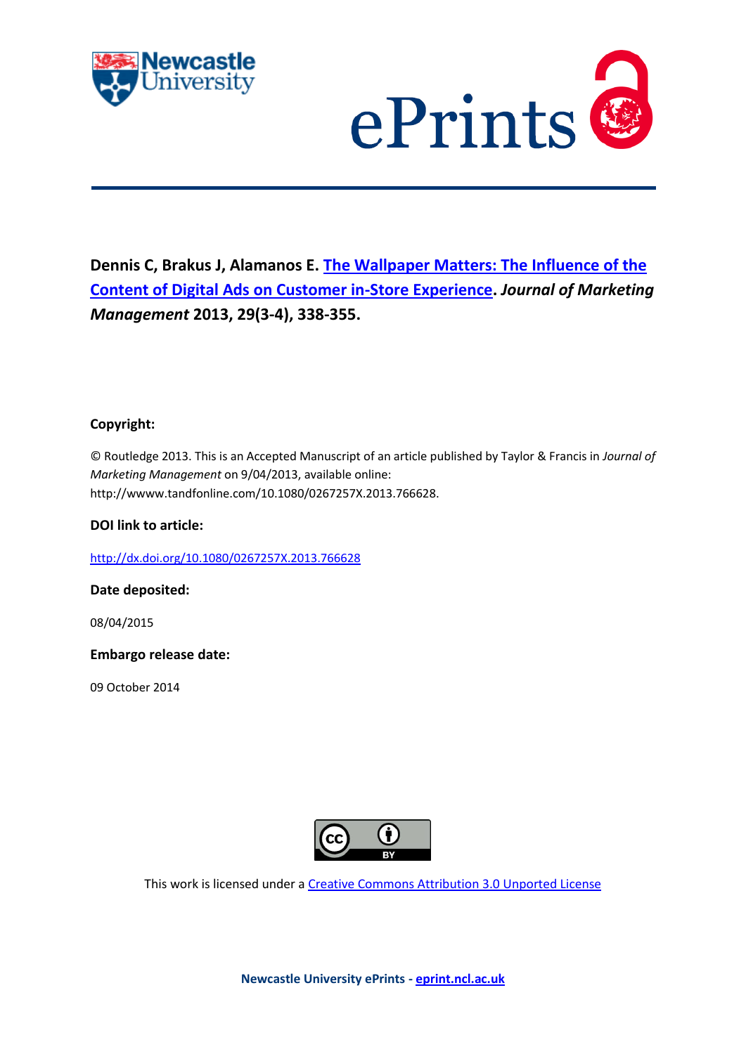**Dennis C, Brakus J, Alamanos E. The Wallpaper Matters: The Influence of the Content of Digital Ads on Customer in-Store Experience. *Journal of Marketing Management* 2013, 29(3-4), 338-355.**

**Copyright:**

© Routledge 2013. This is an Accepted Manuscript of an article published by Taylor & Francis in *Journal of Marketing Management* on 9/04/2013, available online: http://wwww.tandfonline.com/10.1080/0267257X.2013.766628.

**DOI link to article:**

http://dx.doi.org/10.1080/0267257X.2013.766628

**Date deposited:**

08/04/2015

**Embargo release date:**

09 October 2014

This work is licensed under a Creative Commons Attribution 3.0 Unported License

**Newcastle University ePrints - eprint.ncl.ac.uk**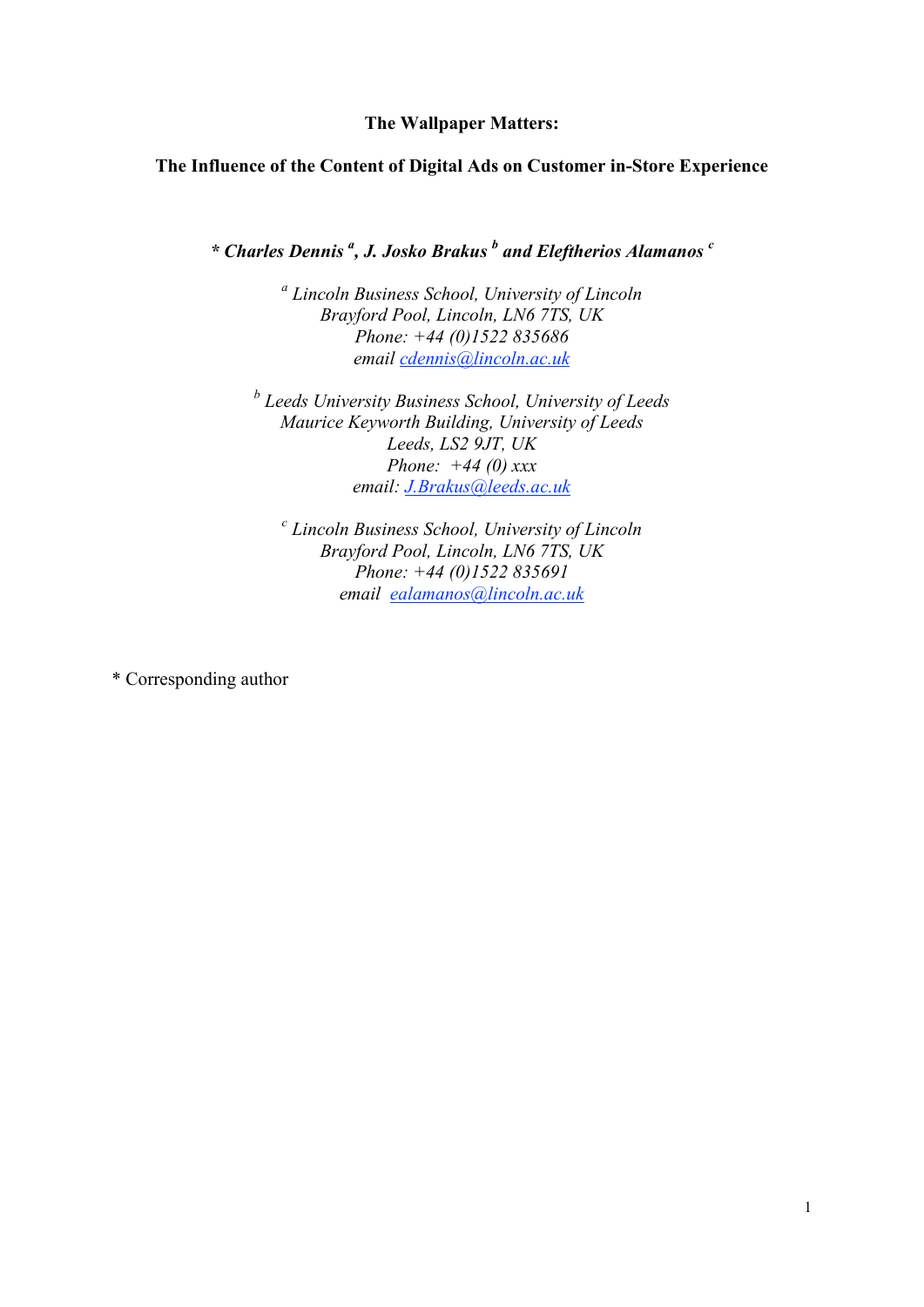**The Wallpaper Matters:**

**The Influence of the Content of Digital Ads on Customer in-Store Experience**

***\* Charles Dennis [a], J. Josko Brakus [b] and Eleftherios Alamanos [c]***

*[a] Lincoln Business School, University of Lincoln*
*Brayford Pool, Lincoln, LN6 7TS, UK*
*Phone: +44 (0)1522 835686*
*email cdennis@lincoln.ac.uk*

*[b] Leeds University Business School, University of Leeds*
*Maurice Keyworth Building, University of Leeds*
*Leeds, LS2 9JT, UK*
*Phone: +44 (0) xxx*
*email: J.Brakus@leeds.ac.uk*

*[c] Lincoln Business School, University of Lincoln*
*Brayford Pool, Lincoln, LN6 7TS, UK*
*Phone: +44 (0)1522 835691*
*email ealamanos@lincoln.ac.uk*

\* Corresponding author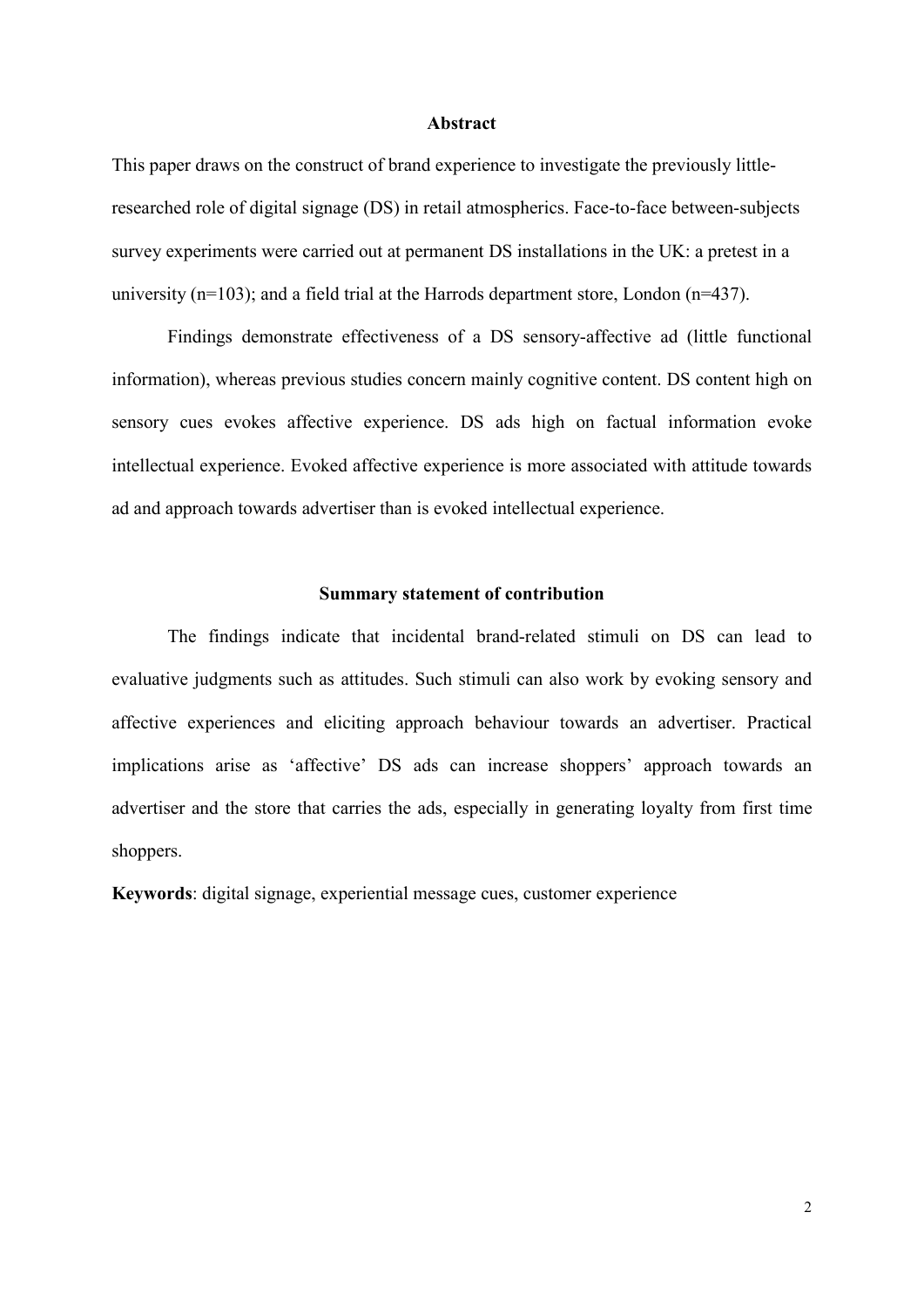## Abstract

This paper draws on the construct of brand experience to investigate the previously little-researched role of digital signage (DS) in retail atmospherics. Face-to-face between-subjects survey experiments were carried out at permanent DS installations in the UK: a pretest in a university (n=103); and a field trial at the Harrods department store, London (n=437).

Findings demonstrate effectiveness of a DS sensory-affective ad (little functional information), whereas previous studies concern mainly cognitive content. DS content high on sensory cues evokes affective experience. DS ads high on factual information evoke intellectual experience. Evoked affective experience is more associated with attitude towards ad and approach towards advertiser than is evoked intellectual experience.

## Summary statement of contribution

The findings indicate that incidental brand-related stimuli on DS can lead to evaluative judgments such as attitudes. Such stimuli can also work by evoking sensory and affective experiences and eliciting approach behaviour towards an advertiser. Practical implications arise as 'affective' DS ads can increase shoppers' approach towards an advertiser and the store that carries the ads, especially in generating loyalty from first time shoppers.

**Keywords**: digital signage, experiential message cues, customer experience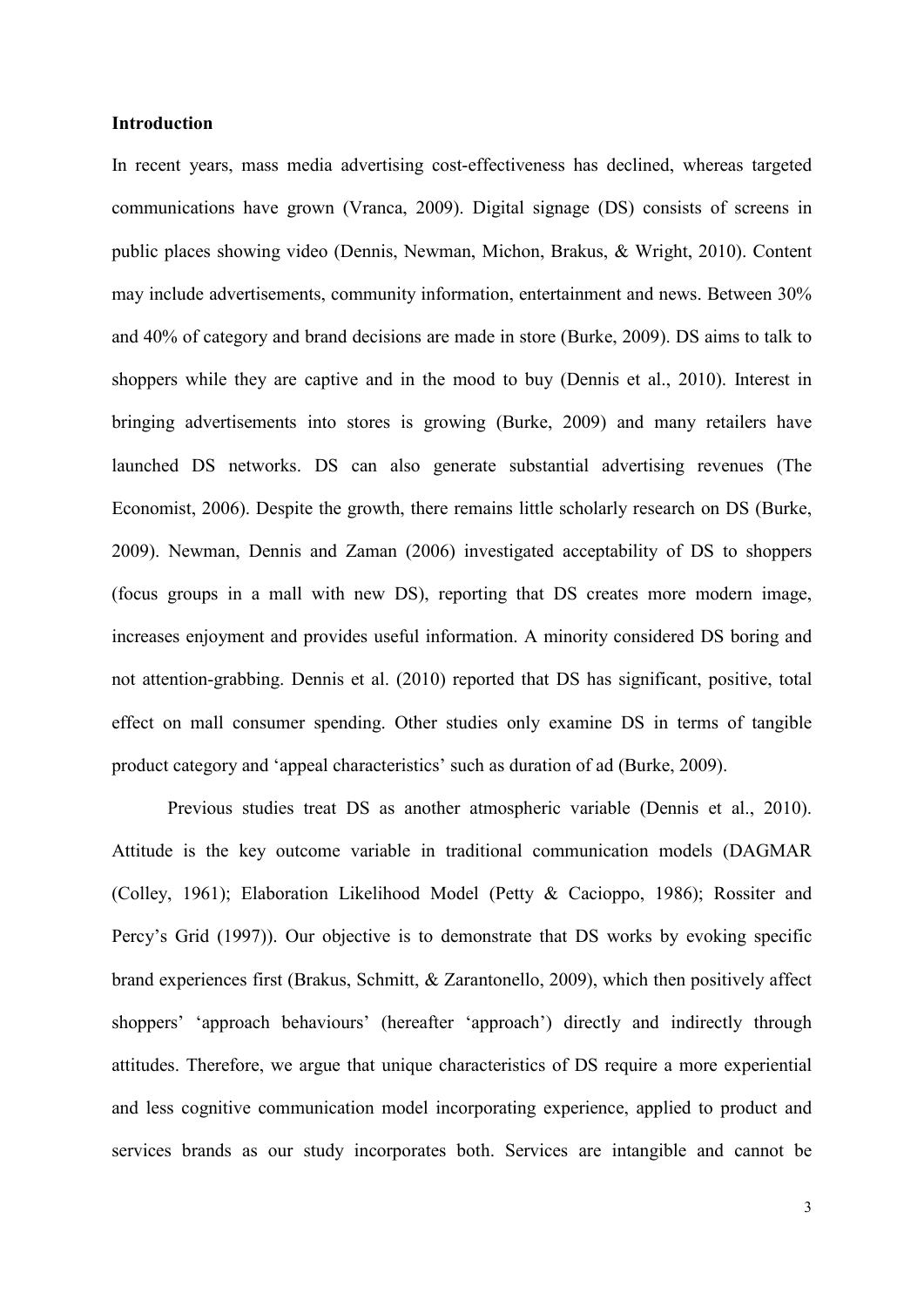**Introduction**

In recent years, mass media advertising cost-effectiveness has declined, whereas targeted communications have grown (Vranca, 2009). Digital signage (DS) consists of screens in public places showing video (Dennis, Newman, Michon, Brakus, & Wright, 2010). Content may include advertisements, community information, entertainment and news. Between 30% and 40% of category and brand decisions are made in store (Burke, 2009). DS aims to talk to shoppers while they are captive and in the mood to buy (Dennis et al., 2010). Interest in bringing advertisements into stores is growing (Burke, 2009) and many retailers have launched DS networks. DS can also generate substantial advertising revenues (The Economist, 2006). Despite the growth, there remains little scholarly research on DS (Burke, 2009). Newman, Dennis and Zaman (2006) investigated acceptability of DS to shoppers (focus groups in a mall with new DS), reporting that DS creates more modern image, increases enjoyment and provides useful information. A minority considered DS boring and not attention-grabbing. Dennis et al. (2010) reported that DS has significant, positive, total effect on mall consumer spending. Other studies only examine DS in terms of tangible product category and 'appeal characteristics' such as duration of ad (Burke, 2009).

Previous studies treat DS as another atmospheric variable (Dennis et al., 2010). Attitude is the key outcome variable in traditional communication models (DAGMAR (Colley, 1961); Elaboration Likelihood Model (Petty & Cacioppo, 1986); Rossiter and Percy's Grid (1997)). Our objective is to demonstrate that DS works by evoking specific brand experiences first (Brakus, Schmitt, & Zarantonello, 2009), which then positively affect shoppers' 'approach behaviours' (hereafter 'approach') directly and indirectly through attitudes. Therefore, we argue that unique characteristics of DS require a more experiential and less cognitive communication model incorporating experience, applied to product and services brands as our study incorporates both. Services are intangible and cannot be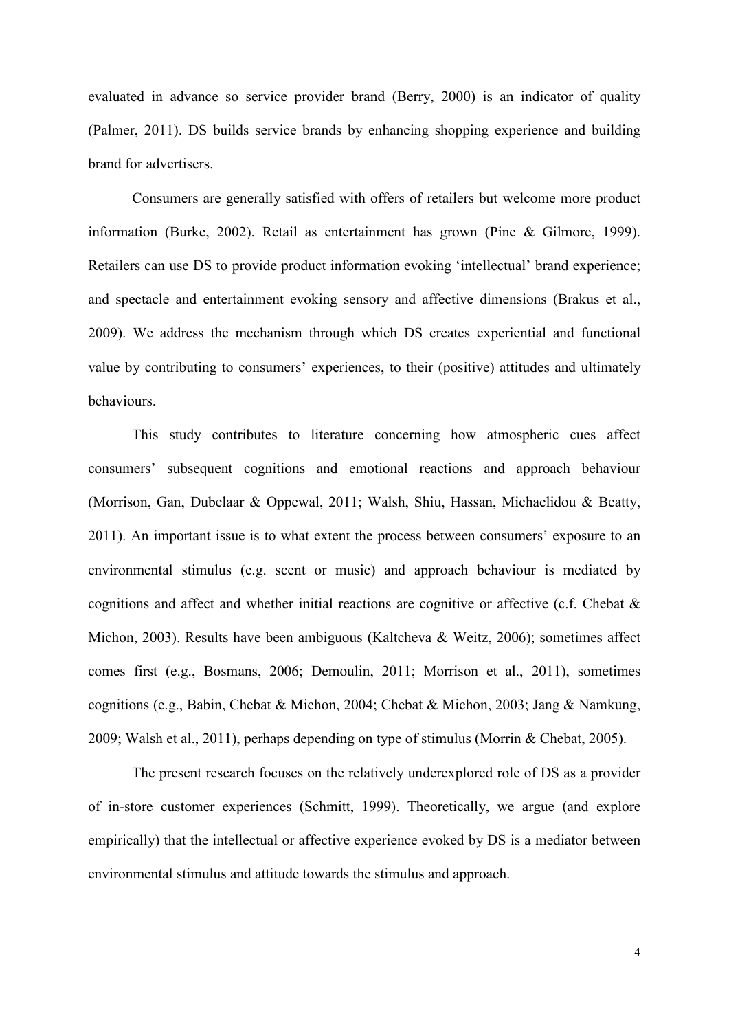evaluated in advance so service provider brand (Berry, 2000) is an indicator of quality (Palmer, 2011). DS builds service brands by enhancing shopping experience and building brand for advertisers.

Consumers are generally satisfied with offers of retailers but welcome more product information (Burke, 2002). Retail as entertainment has grown (Pine & Gilmore, 1999). Retailers can use DS to provide product information evoking 'intellectual' brand experience; and spectacle and entertainment evoking sensory and affective dimensions (Brakus et al., 2009). We address the mechanism through which DS creates experiential and functional value by contributing to consumers' experiences, to their (positive) attitudes and ultimately behaviours.

This study contributes to literature concerning how atmospheric cues affect consumers' subsequent cognitions and emotional reactions and approach behaviour (Morrison, Gan, Dubelaar & Oppewal, 2011; Walsh, Shiu, Hassan, Michaelidou & Beatty, 2011). An important issue is to what extent the process between consumers' exposure to an environmental stimulus (e.g. scent or music) and approach behaviour is mediated by cognitions and affect and whether initial reactions are cognitive or affective (c.f. Chebat & Michon, 2003). Results have been ambiguous (Kaltcheva & Weitz, 2006); sometimes affect comes first (e.g., Bosmans, 2006; Demoulin, 2011; Morrison et al., 2011), sometimes cognitions (e.g., Babin, Chebat & Michon, 2004; Chebat & Michon, 2003; Jang & Namkung, 2009; Walsh et al., 2011), perhaps depending on type of stimulus (Morrin & Chebat, 2005).

The present research focuses on the relatively underexplored role of DS as a provider of in-store customer experiences (Schmitt, 1999). Theoretically, we argue (and explore empirically) that the intellectual or affective experience evoked by DS is a mediator between environmental stimulus and attitude towards the stimulus and approach.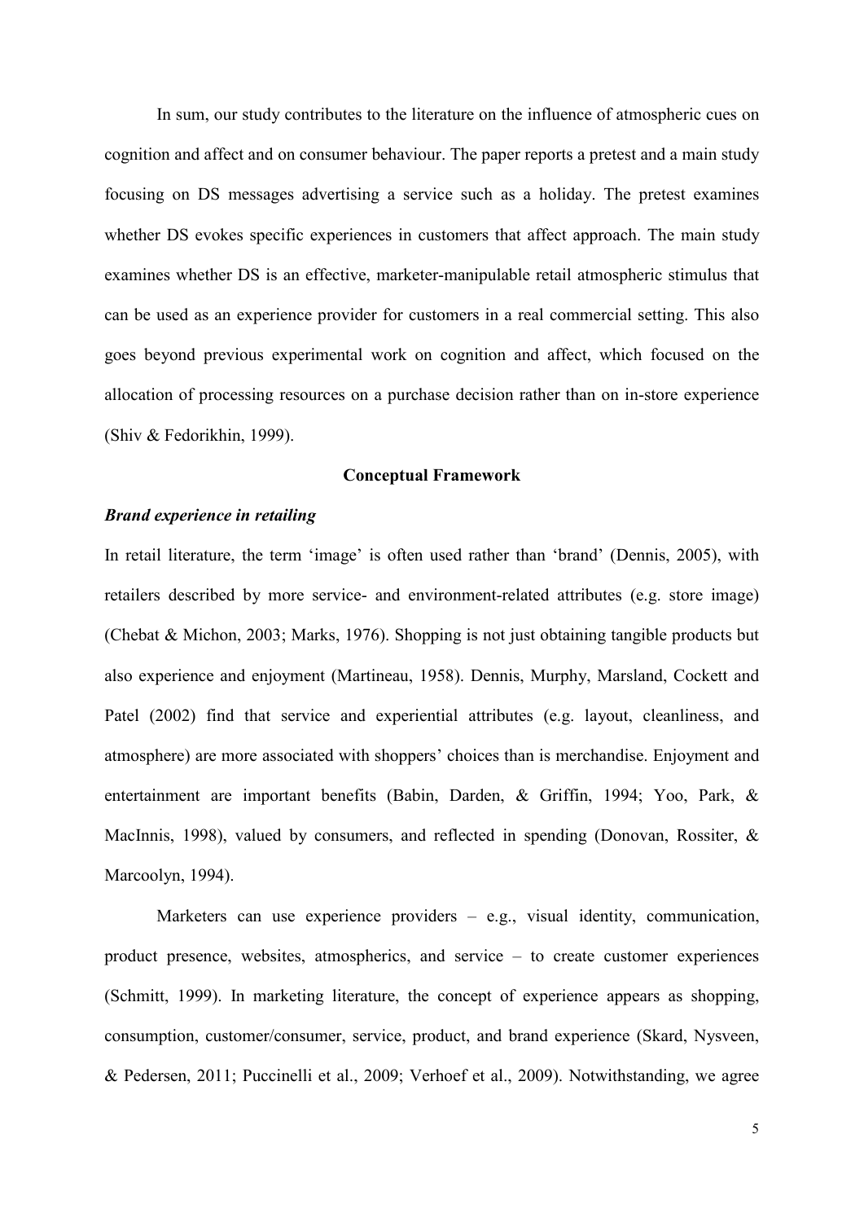In sum, our study contributes to the literature on the influence of atmospheric cues on cognition and affect and on consumer behaviour. The paper reports a pretest and a main study focusing on DS messages advertising a service such as a holiday. The pretest examines whether DS evokes specific experiences in customers that affect approach. The main study examines whether DS is an effective, marketer-manipulable retail atmospheric stimulus that can be used as an experience provider for customers in a real commercial setting. This also goes beyond previous experimental work on cognition and affect, which focused on the allocation of processing resources on a purchase decision rather than on in-store experience (Shiv & Fedorikhin, 1999).

## Conceptual Framework

### *Brand experience in retailing*

In retail literature, the term 'image' is often used rather than 'brand' (Dennis, 2005), with retailers described by more service- and environment-related attributes (e.g. store image) (Chebat & Michon, 2003; Marks, 1976). Shopping is not just obtaining tangible products but also experience and enjoyment (Martineau, 1958). Dennis, Murphy, Marsland, Cockett and Patel (2002) find that service and experiential attributes (e.g. layout, cleanliness, and atmosphere) are more associated with shoppers' choices than is merchandise. Enjoyment and entertainment are important benefits (Babin, Darden, & Griffin, 1994; Yoo, Park, & MacInnis, 1998), valued by consumers, and reflected in spending (Donovan, Rossiter, & Marcoolyn, 1994).

Marketers can use experience providers – e.g., visual identity, communication, product presence, websites, atmospherics, and service – to create customer experiences (Schmitt, 1999). In marketing literature, the concept of experience appears as shopping, consumption, customer/consumer, service, product, and brand experience (Skard, Nysveen, & Pedersen, 2011; Puccinelli et al., 2009; Verhoef et al., 2009). Notwithstanding, we agree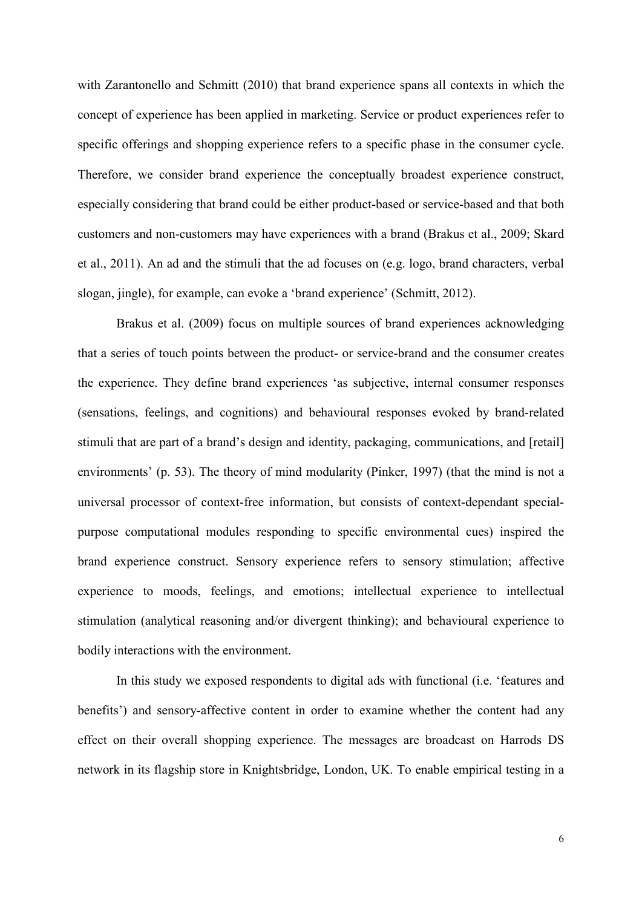with Zarantonello and Schmitt (2010) that brand experience spans all contexts in which the concept of experience has been applied in marketing. Service or product experiences refer to specific offerings and shopping experience refers to a specific phase in the consumer cycle. Therefore, we consider brand experience the conceptually broadest experience construct, especially considering that brand could be either product-based or service-based and that both customers and non-customers may have experiences with a brand (Brakus et al., 2009; Skard et al., 2011). An ad and the stimuli that the ad focuses on (e.g. logo, brand characters, verbal slogan, jingle), for example, can evoke a 'brand experience' (Schmitt, 2012).

Brakus et al. (2009) focus on multiple sources of brand experiences acknowledging that a series of touch points between the product- or service-brand and the consumer creates the experience. They define brand experiences 'as subjective, internal consumer responses (sensations, feelings, and cognitions) and behavioural responses evoked by brand-related stimuli that are part of a brand's design and identity, packaging, communications, and [retail] environments' (p. 53). The theory of mind modularity (Pinker, 1997) (that the mind is not a universal processor of context-free information, but consists of context-dependant special-purpose computational modules responding to specific environmental cues) inspired the brand experience construct. Sensory experience refers to sensory stimulation; affective experience to moods, feelings, and emotions; intellectual experience to intellectual stimulation (analytical reasoning and/or divergent thinking); and behavioural experience to bodily interactions with the environment.

In this study we exposed respondents to digital ads with functional (i.e. 'features and benefits') and sensory-affective content in order to examine whether the content had any effect on their overall shopping experience. The messages are broadcast on Harrods DS network in its flagship store in Knightsbridge, London, UK. To enable empirical testing in a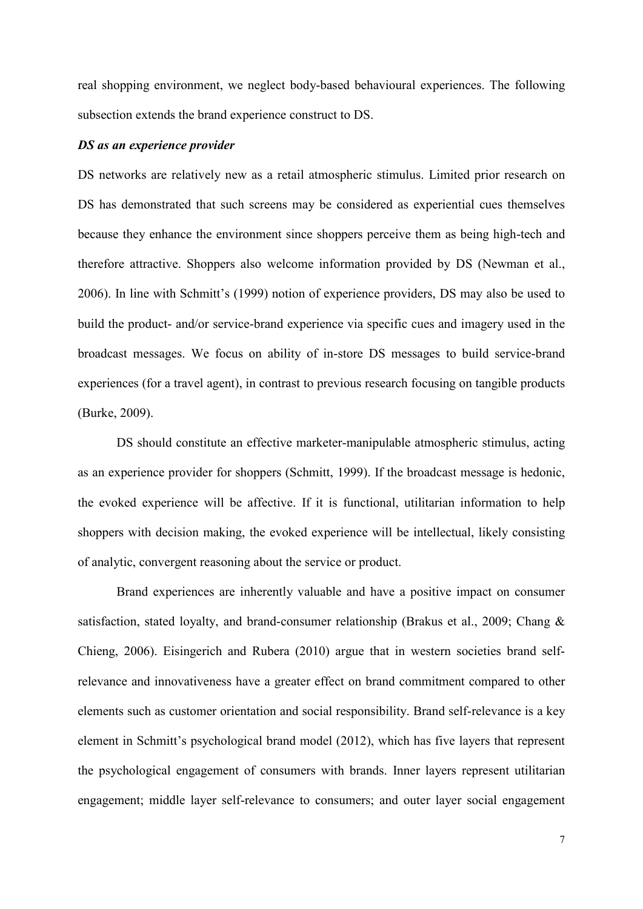real shopping environment, we neglect body-based behavioural experiences. The following subsection extends the brand experience construct to DS.

***DS as an experience provider***

DS networks are relatively new as a retail atmospheric stimulus. Limited prior research on DS has demonstrated that such screens may be considered as experiential cues themselves because they enhance the environment since shoppers perceive them as being high-tech and therefore attractive. Shoppers also welcome information provided by DS (Newman et al., 2006). In line with Schmitt's (1999) notion of experience providers, DS may also be used to build the product- and/or service-brand experience via specific cues and imagery used in the broadcast messages. We focus on ability of in-store DS messages to build service-brand experiences (for a travel agent), in contrast to previous research focusing on tangible products (Burke, 2009).

DS should constitute an effective marketer-manipulable atmospheric stimulus, acting as an experience provider for shoppers (Schmitt, 1999). If the broadcast message is hedonic, the evoked experience will be affective. If it is functional, utilitarian information to help shoppers with decision making, the evoked experience will be intellectual, likely consisting of analytic, convergent reasoning about the service or product.

Brand experiences are inherently valuable and have a positive impact on consumer satisfaction, stated loyalty, and brand-consumer relationship (Brakus et al., 2009; Chang & Chieng, 2006). Eisingerich and Rubera (2010) argue that in western societies brand self-relevance and innovativeness have a greater effect on brand commitment compared to other elements such as customer orientation and social responsibility. Brand self-relevance is a key element in Schmitt's psychological brand model (2012), which has five layers that represent the psychological engagement of consumers with brands. Inner layers represent utilitarian engagement; middle layer self-relevance to consumers; and outer layer social engagement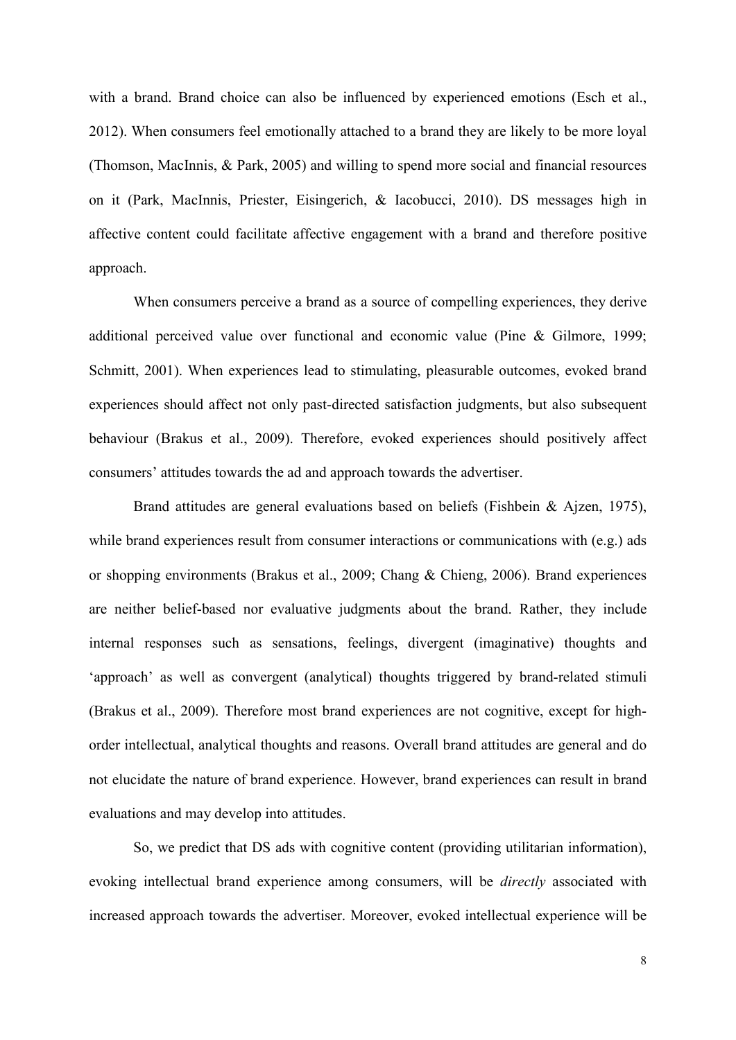with a brand. Brand choice can also be influenced by experienced emotions (Esch et al., 2012). When consumers feel emotionally attached to a brand they are likely to be more loyal (Thomson, MacInnis, & Park, 2005) and willing to spend more social and financial resources on it (Park, MacInnis, Priester, Eisingerich, & Iacobucci, 2010). DS messages high in affective content could facilitate affective engagement with a brand and therefore positive approach.

When consumers perceive a brand as a source of compelling experiences, they derive additional perceived value over functional and economic value (Pine & Gilmore, 1999; Schmitt, 2001). When experiences lead to stimulating, pleasurable outcomes, evoked brand experiences should affect not only past-directed satisfaction judgments, but also subsequent behaviour (Brakus et al., 2009). Therefore, evoked experiences should positively affect consumers' attitudes towards the ad and approach towards the advertiser.

Brand attitudes are general evaluations based on beliefs (Fishbein & Ajzen, 1975), while brand experiences result from consumer interactions or communications with (e.g.) ads or shopping environments (Brakus et al., 2009; Chang & Chieng, 2006). Brand experiences are neither belief-based nor evaluative judgments about the brand. Rather, they include internal responses such as sensations, feelings, divergent (imaginative) thoughts and 'approach' as well as convergent (analytical) thoughts triggered by brand-related stimuli (Brakus et al., 2009). Therefore most brand experiences are not cognitive, except for high-order intellectual, analytical thoughts and reasons. Overall brand attitudes are general and do not elucidate the nature of brand experience. However, brand experiences can result in brand evaluations and may develop into attitudes.

So, we predict that DS ads with cognitive content (providing utilitarian information), evoking intellectual brand experience among consumers, will be *directly* associated with increased approach towards the advertiser. Moreover, evoked intellectual experience will be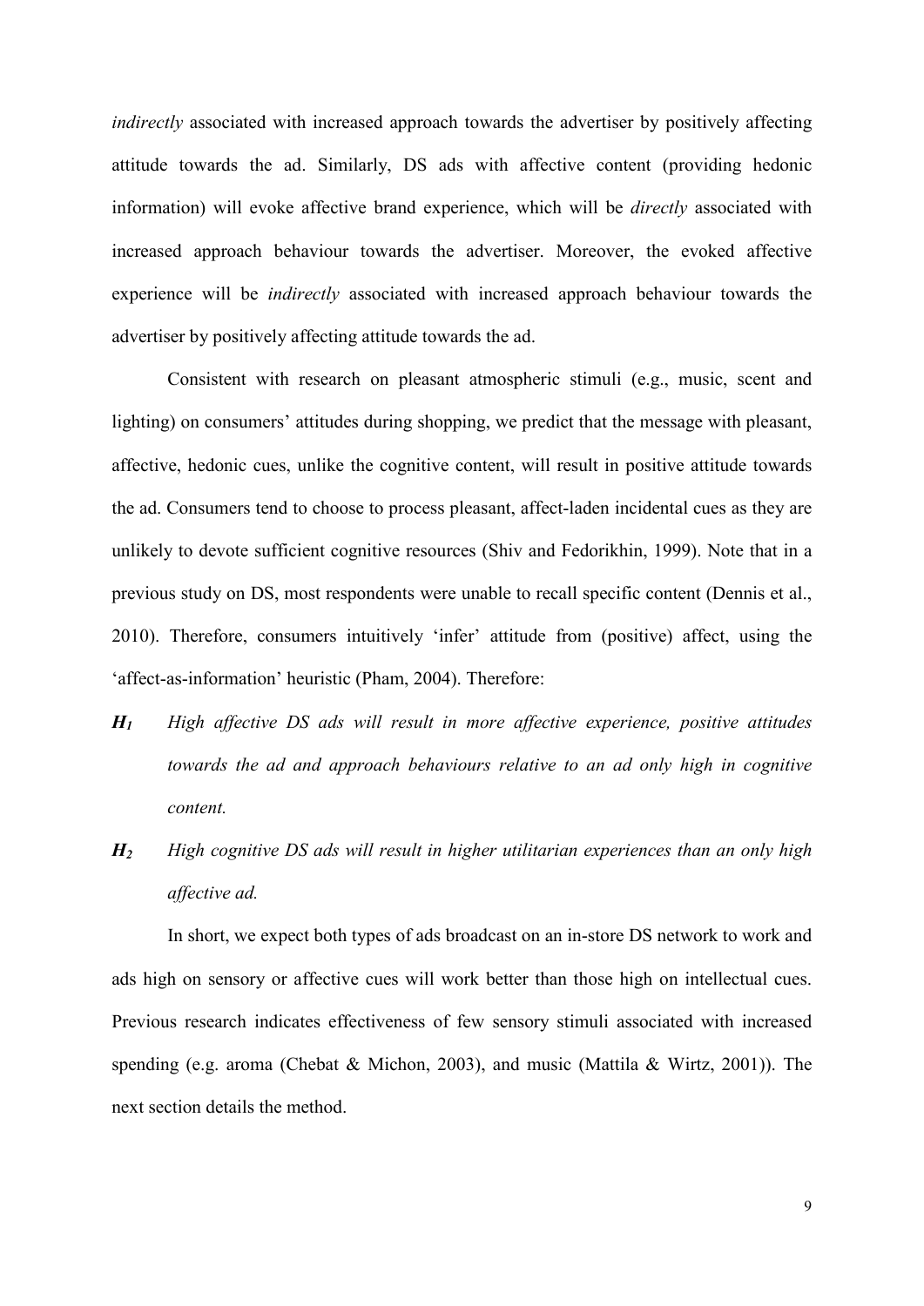*indirectly* associated with increased approach towards the advertiser by positively affecting attitude towards the ad. Similarly, DS ads with affective content (providing hedonic information) will evoke affective brand experience, which will be *directly* associated with increased approach behaviour towards the advertiser. Moreover, the evoked affective experience will be *indirectly* associated with increased approach behaviour towards the advertiser by positively affecting attitude towards the ad.

Consistent with research on pleasant atmospheric stimuli (e.g., music, scent and lighting) on consumers' attitudes during shopping, we predict that the message with pleasant, affective, hedonic cues, unlike the cognitive content, will result in positive attitude towards the ad. Consumers tend to choose to process pleasant, affect-laden incidental cues as they are unlikely to devote sufficient cognitive resources (Shiv and Fedorikhin, 1999). Note that in a previous study on DS, most respondents were unable to recall specific content (Dennis et al., 2010). Therefore, consumers intuitively 'infer' attitude from (positive) affect, using the 'affect-as-information' heuristic (Pham, 2004). Therefore:

***H*₁** *High affective DS ads will result in more affective experience, positive attitudes towards the ad and approach behaviours relative to an ad only high in cognitive content.*

***H*₂** *High cognitive DS ads will result in higher utilitarian experiences than an only high affective ad.*

In short, we expect both types of ads broadcast on an in-store DS network to work and ads high on sensory or affective cues will work better than those high on intellectual cues. Previous research indicates effectiveness of few sensory stimuli associated with increased spending (e.g. aroma (Chebat & Michon, 2003), and music (Mattila & Wirtz, 2001)). The next section details the method.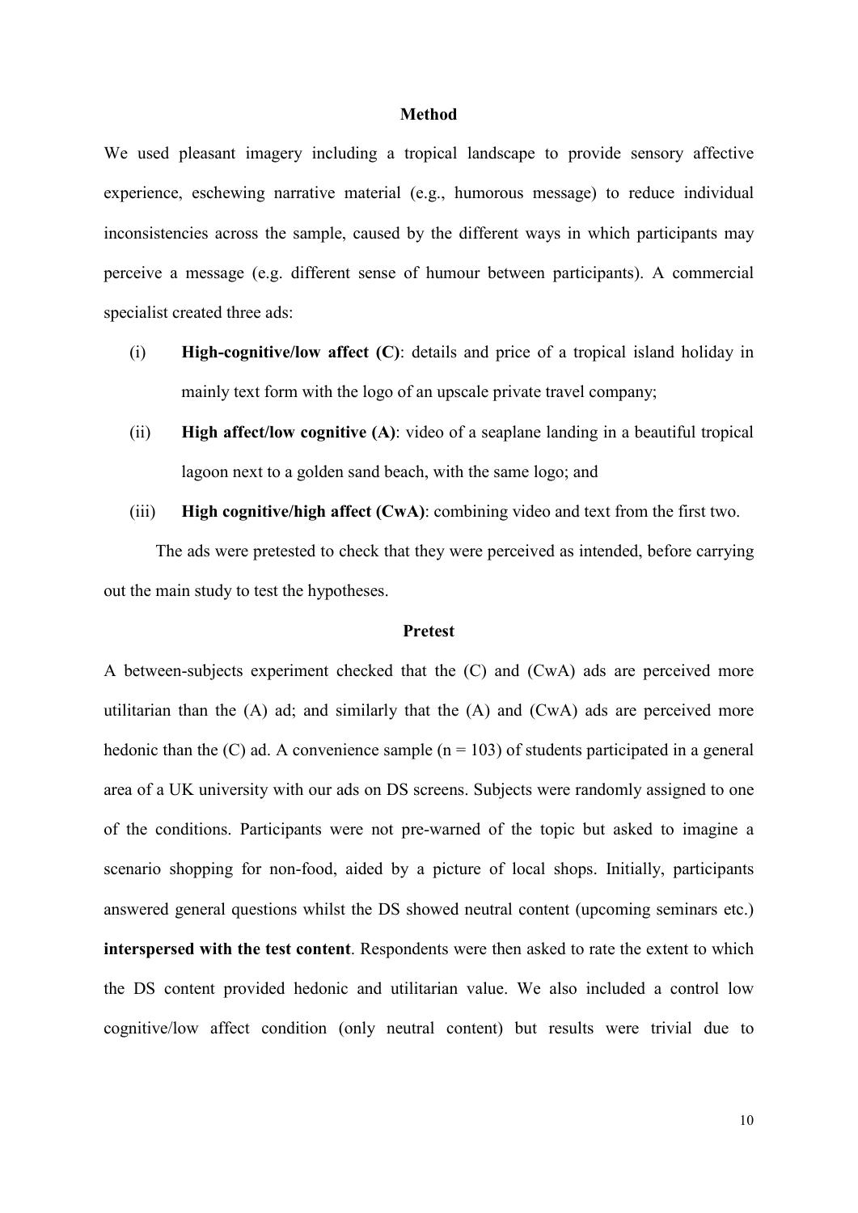## Method

We used pleasant imagery including a tropical landscape to provide sensory affective experience, eschewing narrative material (e.g., humorous message) to reduce individual inconsistencies across the sample, caused by the different ways in which participants may perceive a message (e.g. different sense of humour between participants). A commercial specialist created three ads:

(i) **High-cognitive/low affect (C)**: details and price of a tropical island holiday in mainly text form with the logo of an upscale private travel company;

(ii) **High affect/low cognitive (A)**: video of a seaplane landing in a beautiful tropical lagoon next to a golden sand beach, with the same logo; and

(iii) **High cognitive/high affect (CwA)**: combining video and text from the first two.

The ads were pretested to check that they were perceived as intended, before carrying out the main study to test the hypotheses.

## Pretest

A between-subjects experiment checked that the (C) and (CwA) ads are perceived more utilitarian than the (A) ad; and similarly that the (A) and (CwA) ads are perceived more hedonic than the (C) ad. A convenience sample (n = 103) of students participated in a general area of a UK university with our ads on DS screens. Subjects were randomly assigned to one of the conditions. Participants were not pre-warned of the topic but asked to imagine a scenario shopping for non-food, aided by a picture of local shops. Initially, participants answered general questions whilst the DS showed neutral content (upcoming seminars etc.) **interspersed with the test content**. Respondents were then asked to rate the extent to which the DS content provided hedonic and utilitarian value. We also included a control low cognitive/low affect condition (only neutral content) but results were trivial due to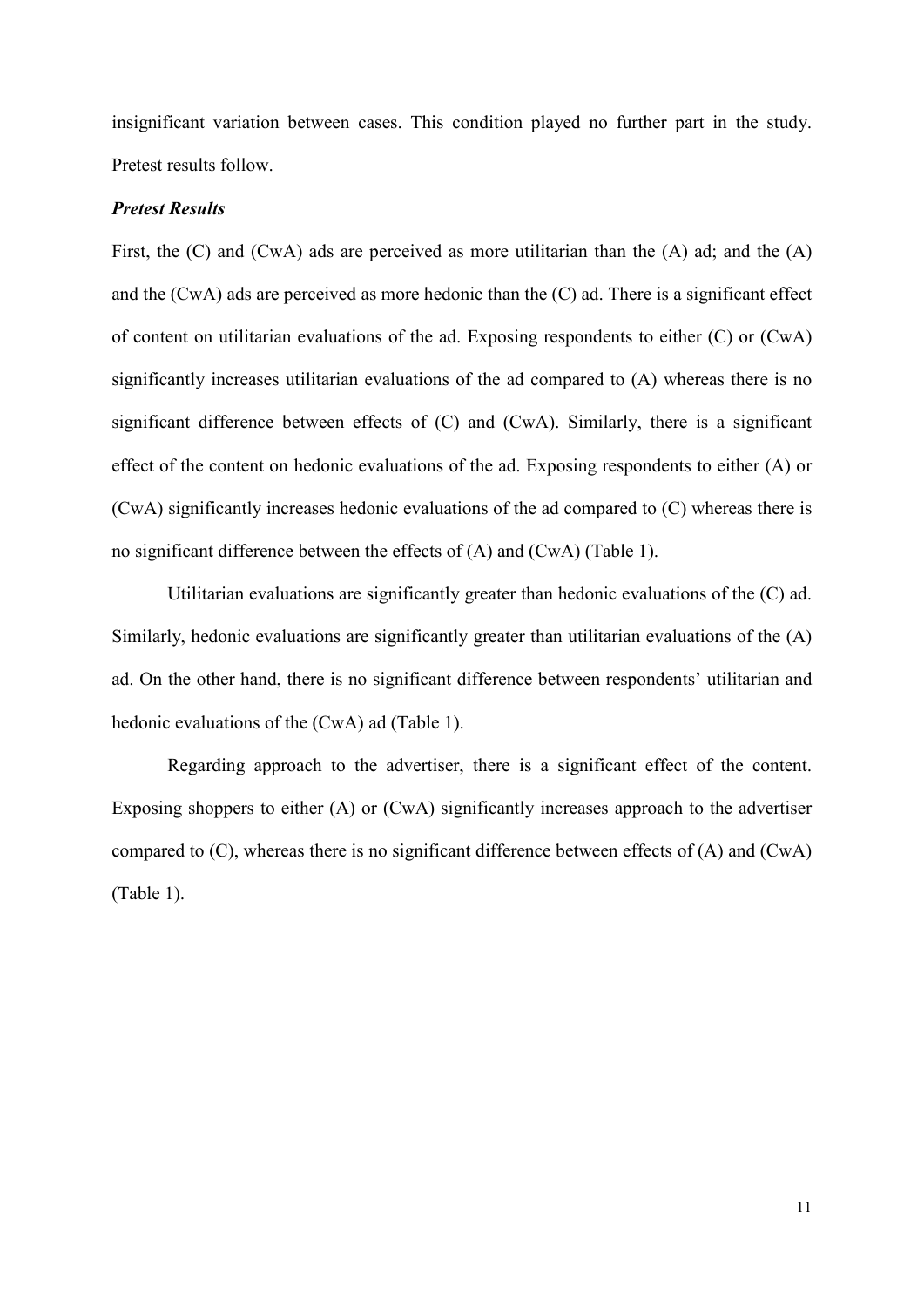insignificant variation between cases. This condition played no further part in the study. Pretest results follow.

***Pretest Results***

First, the (C) and (CwA) ads are perceived as more utilitarian than the (A) ad; and the (A) and the (CwA) ads are perceived as more hedonic than the (C) ad. There is a significant effect of content on utilitarian evaluations of the ad. Exposing respondents to either (C) or (CwA) significantly increases utilitarian evaluations of the ad compared to (A) whereas there is no significant difference between effects of (C) and (CwA). Similarly, there is a significant effect of the content on hedonic evaluations of the ad. Exposing respondents to either (A) or (CwA) significantly increases hedonic evaluations of the ad compared to (C) whereas there is no significant difference between the effects of (A) and (CwA) (Table 1).

Utilitarian evaluations are significantly greater than hedonic evaluations of the (C) ad. Similarly, hedonic evaluations are significantly greater than utilitarian evaluations of the (A) ad. On the other hand, there is no significant difference between respondents' utilitarian and hedonic evaluations of the (CwA) ad (Table 1).

Regarding approach to the advertiser, there is a significant effect of the content. Exposing shoppers to either (A) or (CwA) significantly increases approach to the advertiser compared to (C), whereas there is no significant difference between effects of (A) and (CwA) (Table 1).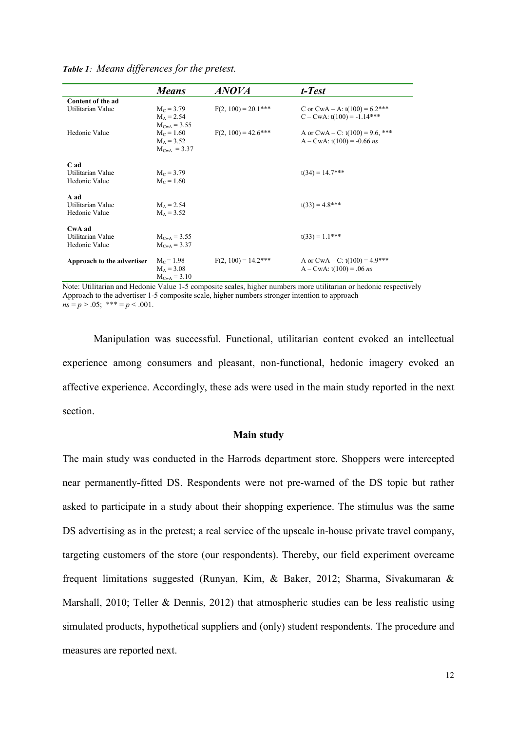***Table 1**: Means differences for the pretest.*

| | *Means* | *ANOVA* | *t-Test* |
|---|---|---|---|
| **Content of the ad** | | | |
| Utilitarian Value | $M_C = 3.79$<br>$M_A = 2.54$<br>$M_{CwA} = 3.55$ | $F(2, 100) = 20.1$*** | C or CwA – A: $t(100) = 6.2$***<br>C – CwA: $t(100) = -1.14$*** |
| Hedonic Value | $M_C = 1.60$<br>$M_A = 3.52$<br>$M_{CwA} = 3.37$ | $F(2, 100) = 42.6$*** | A or CwA – C: $t(100) = 9.6$, ***<br>A – CwA: $t(100) = -0.66$ *ns* |
| **C ad** | | | |
| Utilitarian Value | $M_C = 3.79$ | | $t(34) = 14.7$*** |
| Hedonic Value | $M_C = 1.60$ | | |
| **A ad** | | | |
| Utilitarian Value | $M_A = 2.54$ | | $t(33) = 4.8$*** |
| Hedonic Value | $M_A = 3.52$ | | |
| **CwA ad** | | | |
| Utilitarian Value | $M_{CwA} = 3.55$ | | $t(33) = 1.1$*** |
| Hedonic Value | $M_{CwA} = 3.37$ | | |
| **Approach to the advertiser** | $M_C = 1.98$<br>$M_A = 3.08$<br>$M_{CwA} = 3.10$ | $F(2, 100) = 14.2$*** | A or CwA – C: $t(100) = 4.9$***<br>A – CwA: $t(100) = .06$ *ns* |

Note: Utilitarian and Hedonic Value 1-5 composite scales, higher numbers more utilitarian or hedonic respectively
Approach to the advertiser 1-5 composite scale, higher numbers stronger intention to approach
*ns* = $p > .05$; *** = $p < .001$.

Manipulation was successful. Functional, utilitarian content evoked an intellectual experience among consumers and pleasant, non-functional, hedonic imagery evoked an affective experience. Accordingly, these ads were used in the main study reported in the next section.

### Main study

The main study was conducted in the Harrods department store. Shoppers were intercepted near permanently-fitted DS. Respondents were not pre-warned of the DS topic but rather asked to participate in a study about their shopping experience. The stimulus was the same DS advertising as in the pretest; a real service of the upscale in-house private travel company, targeting customers of the store (our respondents). Thereby, our field experiment overcame frequent limitations suggested (Runyan, Kim, & Baker, 2012; Sharma, Sivakumaran & Marshall, 2010; Teller & Dennis, 2012) that atmospheric studies can be less realistic using simulated products, hypothetical suppliers and (only) student respondents. The procedure and measures are reported next.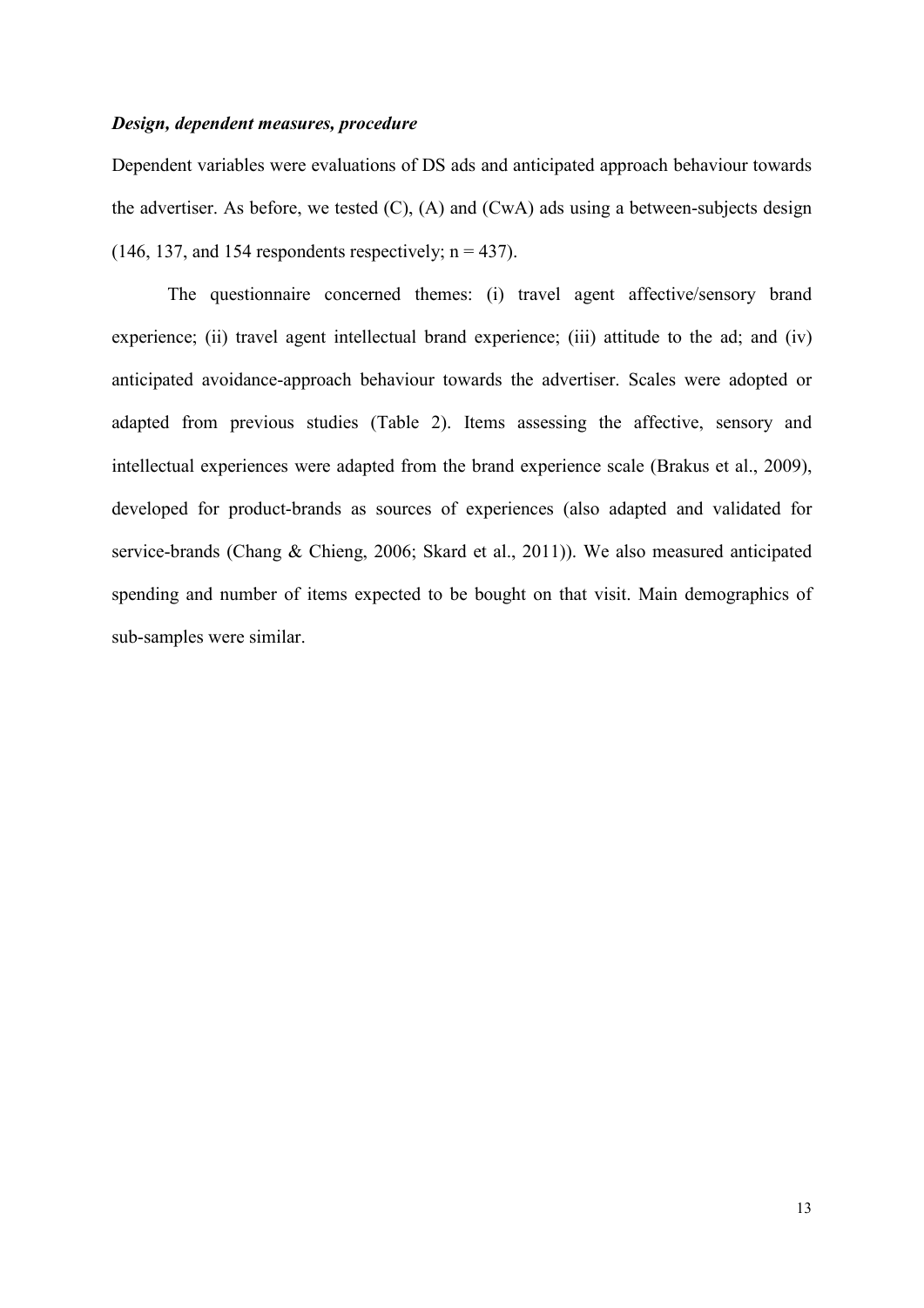***Design, dependent measures, procedure***

Dependent variables were evaluations of DS ads and anticipated approach behaviour towards the advertiser. As before, we tested (C), (A) and (CwA) ads using a between-subjects design (146, 137, and 154 respondents respectively; n = 437).

The questionnaire concerned themes: (i) travel agent affective/sensory brand experience; (ii) travel agent intellectual brand experience; (iii) attitude to the ad; and (iv) anticipated avoidance-approach behaviour towards the advertiser. Scales were adopted or adapted from previous studies (Table 2). Items assessing the affective, sensory and intellectual experiences were adapted from the brand experience scale (Brakus et al., 2009), developed for product-brands as sources of experiences (also adapted and validated for service-brands (Chang & Chieng, 2006; Skard et al., 2011)). We also measured anticipated spending and number of items expected to be bought on that visit. Main demographics of sub-samples were similar.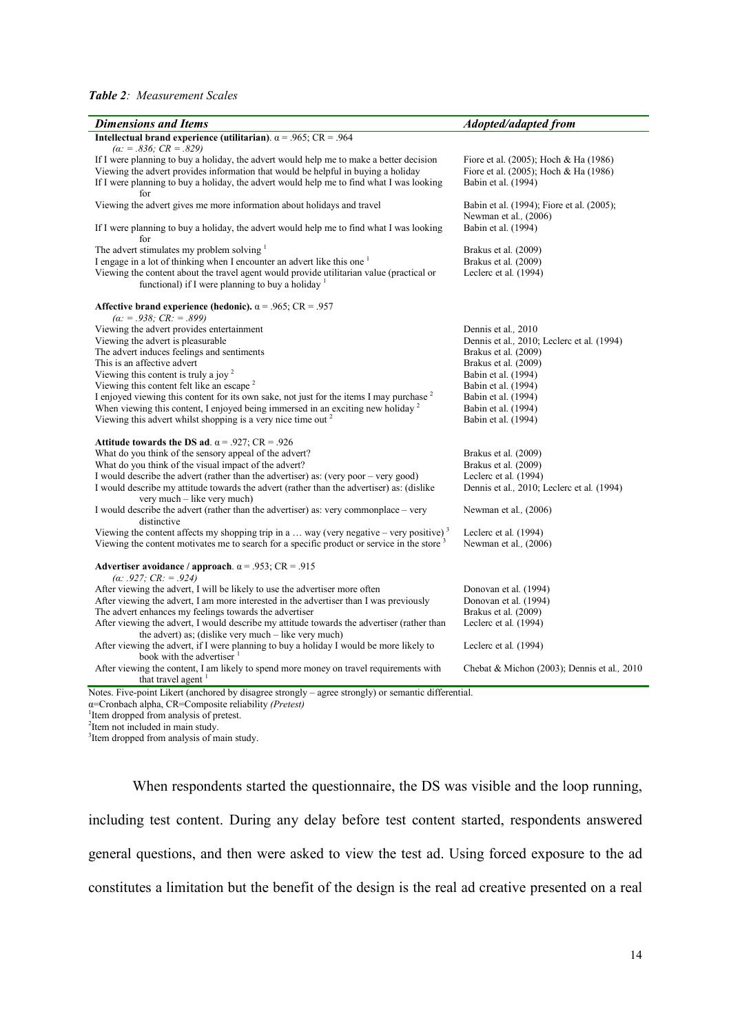***Table 2**: Measurement Scales*

| ***Dimensions and Items*** | ***Adopted/adapted from*** |
|---|---|
| **Intellectual brand experience (utilitarian)**. α = .965; CR = .964 *(α: = .836; CR = .829)* | |
| If I were planning to buy a holiday, the advert would help me to make a better decision | Fiore et al. (2005); Hoch & Ha (1986) |
| Viewing the advert provides information that would be helpful in buying a holiday | Fiore et al. (2005); Hoch & Ha (1986) |
| If I were planning to buy a holiday, the advert would help me to find what I was looking for | Babin et al. (1994) |
| Viewing the advert gives me more information about holidays and travel | Babin et al. (1994); Fiore et al. (2005); Newman et al., (2006) |
| If I were planning to buy a holiday, the advert would help me to find what I was looking for | Babin et al. (1994) |
| The advert stimulates my problem solving [1] | Brakus et al. (2009) |
| I engage in a lot of thinking when I encounter an advert like this one [1] | Brakus et al. (2009) |
| Viewing the content about the travel agent would provide utilitarian value (practical or functional) if I were planning to buy a holiday [1] | Leclerc et al. (1994) |
| **Affective brand experience (hedonic).** α = .965; CR = .957 *(α: = .938; CR: = .899)* | |
| Viewing the advert provides entertainment | Dennis et al., 2010 |
| Viewing the advert is pleasurable | Dennis et al., 2010; Leclerc et al. (1994) |
| The advert induces feelings and sentiments | Brakus et al. (2009) |
| This is an affective advert | Brakus et al. (2009) |
| Viewing this content is truly a joy [2] | Babin et al. (1994) |
| Viewing this content felt like an escape [2] | Babin et al. (1994) |
| I enjoyed viewing this content for its own sake, not just for the items I may purchase [2] | Babin et al. (1994) |
| When viewing this content, I enjoyed being immersed in an exciting new holiday [2] | Babin et al. (1994) |
| Viewing this advert whilst shopping is a very nice time out [2] | Babin et al. (1994) |
| **Attitude towards the DS ad**. α = .927; CR = .926 | |
| What do you think of the sensory appeal of the advert? | Brakus et al. (2009) |
| What do you think of the visual impact of the advert? | Brakus et al. (2009) |
| I would describe the advert (rather than the advertiser) as: (very poor – very good) | Leclerc et al. (1994) |
| I would describe my attitude towards the advert (rather than the advertiser) as: (dislike very much – like very much) | Dennis et al., 2010; Leclerc et al. (1994) |
| I would describe the advert (rather than the advertiser) as: very commonplace – very distinctive | Newman et al., (2006) |
| Viewing the content affects my shopping trip in a … way (very negative – very positive) [3] | Leclerc et al. (1994) |
| Viewing the content motivates me to search for a specific product or service in the store [3] | Newman et al., (2006) |
| **Advertiser avoidance / approach**. α = .953; CR = .915 *(α: .927; CR: = .924)* | |
| After viewing the advert, I will be likely to use the advertiser more often | Donovan et al. (1994) |
| After viewing the advert, I am more interested in the advertiser than I was previously | Donovan et al. (1994) |
| The advert enhances my feelings towards the advertiser | Brakus et al. (2009) |
| After viewing the advert, I would describe my attitude towards the advertiser (rather than the advert) as; (dislike very much – like very much) | Leclerc et al. (1994) |
| After viewing the advert, if I were planning to buy a holiday I would be more likely to book with the advertiser [1] | Leclerc et al. (1994) |
| After viewing the content, I am likely to spend more money on travel requirements with that travel agent [1] | Chebat & Michon (2003); Dennis et al., 2010 |

Notes. Five-point Likert (anchored by disagree strongly – agree strongly) or semantic differential.
α=Cronbach alpha, CR=Composite reliability *(Pretest)*
[1]Item dropped from analysis of pretest.
[2]Item not included in main study.
[3]Item dropped from analysis of main study.

When respondents started the questionnaire, the DS was visible and the loop running, including test content. During any delay before test content started, respondents answered general questions, and then were asked to view the test ad. Using forced exposure to the ad constitutes a limitation but the benefit of the design is the real ad creative presented on a real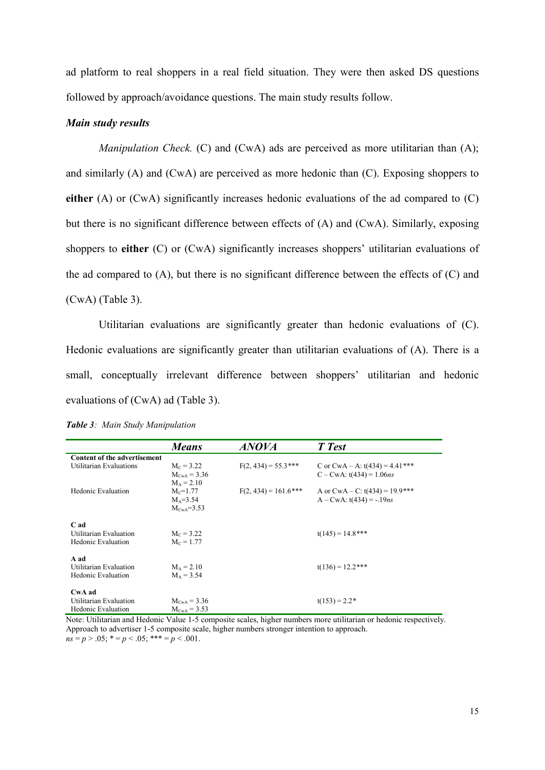ad platform to real shoppers in a real field situation. They were then asked DS questions followed by approach/avoidance questions. The main study results follow.

### *Main study results*

*Manipulation Check.* (C) and (CwA) ads are perceived as more utilitarian than (A); and similarly (A) and (CwA) are perceived as more hedonic than (C). Exposing shoppers to **either** (A) or (CwA) significantly increases hedonic evaluations of the ad compared to (C) but there is no significant difference between effects of (A) and (CwA). Similarly, exposing shoppers to **either** (C) or (CwA) significantly increases shoppers' utilitarian evaluations of the ad compared to (A), but there is no significant difference between the effects of (C) and (CwA) (Table 3).

Utilitarian evaluations are significantly greater than hedonic evaluations of (C). Hedonic evaluations are significantly greater than utilitarian evaluations of (A). There is a small, conceptually irrelevant difference between shoppers' utilitarian and hedonic evaluations of (CwA) ad (Table 3).

***Table 3**: Main Study Manipulation*

| | ***Means*** | ***ANOVA*** | ***T Test*** |
|---|---|---|---|
| **Content of the advertisement** | | | |
| Utilitarian Evaluations | $M_C = 3.22$<br>$M_{CwA} = 3.36$<br>$M_A = 2.10$ | $F(2, 434) = 55.3$*** | C or CwA – A: $t(434) = 4.41$***<br>C – CwA: $t(434) = 1.06$*ns* |
| Hedonic Evaluation | $M_C=1.77$<br>$M_A=3.54$<br>$M_{CwA}=3.53$ | $F(2, 434) = 161.6$*** | A or CwA – C: $t(434) = 19.9$***<br>A – CwA: $t(434) = -.19$*ns* |
| **C ad** | | | |
| Utilitarian Evaluation | $M_C = 3.22$ | | $t(145) = 14.8$*** |
| Hedonic Evaluation | $M_C = 1.77$ | | |
| **A ad** | | | |
| Utilitarian Evaluation | $M_A = 2.10$ | | $t(136) = 12.2$*** |
| Hedonic Evaluation | $M_A = 3.54$ | | |
| **CwA ad** | | | |
| Utilitarian Evaluation | $M_{CwA} = 3.36$ | | $t(153) = 2.2$* |
| Hedonic Evaluation | $M_{CwA} = 3.53$ | | |

Note: Utilitarian and Hedonic Value 1-5 composite scales, higher numbers more utilitarian or hedonic respectively. Approach to advertiser 1-5 composite scale, higher numbers stronger intention to approach.
*ns* = $p > .05$; * = $p < .05$; *** = $p < .001$.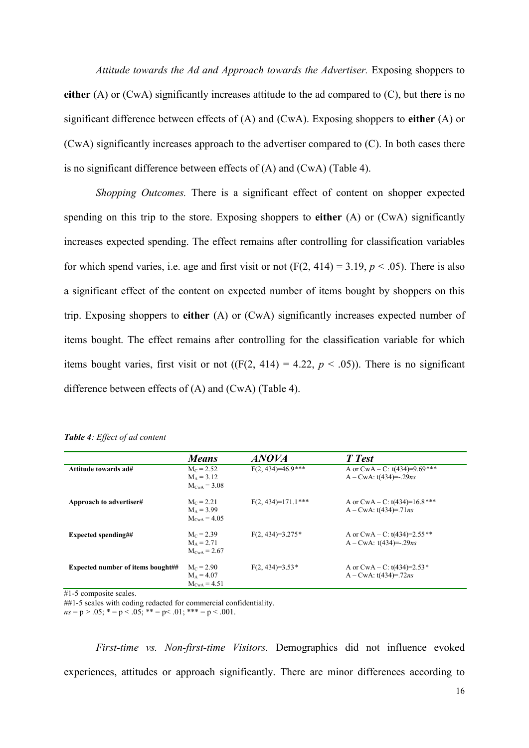*Attitude towards the Ad and Approach towards the Advertiser.* Exposing shoppers to **either** (A) or (CwA) significantly increases attitude to the ad compared to (C), but there is no significant difference between effects of (A) and (CwA). Exposing shoppers to **either** (A) or (CwA) significantly increases approach to the advertiser compared to (C). In both cases there is no significant difference between effects of (A) and (CwA) (Table 4).

*Shopping Outcomes.* There is a significant effect of content on shopper expected spending on this trip to the store. Exposing shoppers to **either** (A) or (CwA) significantly increases expected spending. The effect remains after controlling for classification variables for which spend varies, i.e. age and first visit or not ($F(2, 414) = 3.19$, $p < .05$). There is also a significant effect of the content on expected number of items bought by shoppers on this trip. Exposing shoppers to **either** (A) or (CwA) significantly increases expected number of items bought. The effect remains after controlling for the classification variable for which items bought varies, first visit or not (($F(2, 414) = 4.22$, $p < .05$)). There is no significant difference between effects of (A) and (CwA) (Table 4).

***Table 4****: Effect of ad content*

| | *Means* | *ANOVA* | *T Test* |
|---|---|---|---|
| **Attitude towards ad#** | $M_C = 2.52$<br>$M_A = 3.12$<br>$M_{CwA} = 3.08$ | $F(2, 434)=46.9$*** | A or CwA – C: $t(434)=9.69$***<br>A – CwA: $t(434)=-.29$*ns* |
| **Approach to advertiser#** | $M_C = 2.21$<br>$M_A = 3.99$<br>$M_{CwA} = 4.05$ | $F(2, 434)=171.1$*** | A or CwA – C: $t(434)=16.8$***<br>A – CwA: $t(434)=.71$*ns* |
| **Expected spending##** | $M_C = 2.39$<br>$M_A = 2.71$<br>$M_{CwA} = 2.67$ | $F(2, 434)=3.275$* | A or CwA – C: $t(434)=2.55$**<br>A – CwA: $t(434)=-.29$*ns* |
| **Expected number of items bought##** | $M_C = 2.90$<br>$M_A = 4.07$<br>$M_{CwA} = 4.51$ | $F(2, 434)=3.53$* | A or CwA – C: $t(434)=2.53$*<br>A – CwA: $t(434)=.72$*ns* |

#1-5 composite scales.
##1-5 scales with coding redacted for commercial confidentiality.
*ns* = $p > .05$; * = $p < .05$; ** = $p < .01$; *** = $p < .001$.

*First-time vs. Non-first-time Visitors.* Demographics did not influence evoked experiences, attitudes or approach significantly. There are minor differences according to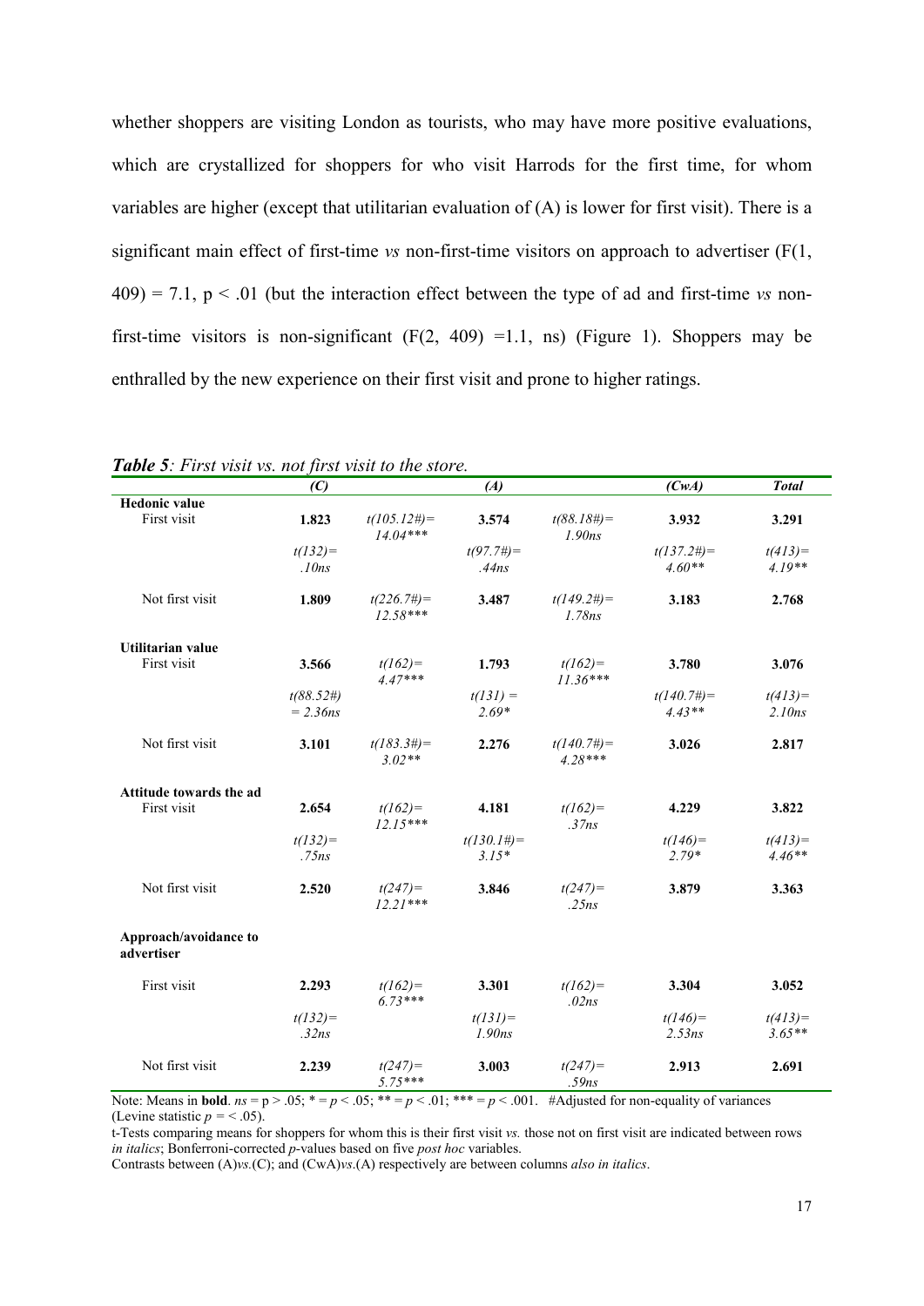whether shoppers are visiting London as tourists, who may have more positive evaluations, which are crystallized for shoppers for who visit Harrods for the first time, for whom variables are higher (except that utilitarian evaluation of (A) is lower for first visit). There is a significant main effect of first-time *vs* non-first-time visitors on approach to advertiser ($F(1, 409) = 7.1$, $p < .01$ (but the interaction effect between the type of ad and first-time *vs* non-first-time visitors is non-significant ($F(2, 409) = 1.1$, ns) (Figure 1). Shoppers may be enthralled by the new experience on their first visit and prone to higher ratings.

***Table 5****: First visit vs. not first visit to the store.*

| | *(C)* | | *(A)* | | *(CwA)* | *Total* |
|---|---|---|---|---|---|---|
| **Hedonic value** | | | | | | |
| First visit | **1.823** | *t(105.12#)= 14.04**** | **3.574** | *t(88.18#)= 1.90ns* | **3.932** | **3.291** |
| | *t(132)= .10ns* | | *t(97.7#)= .44ns* | | *t(137.2#)= 4.60*** | *t(413)= 4.19*** |
| Not first visit | **1.809** | *t(226.7#)= 12.58**** | **3.487** | *t(149.2#)= 1.78ns* | **3.183** | **2.768** |
| **Utilitarian value** | | | | | | |
| First visit | **3.566** | *t(162)= 4.47**** | **1.793** | *t(162)= 11.36**** | **3.780** | **3.076** |
| | *t(88.52#) = 2.36ns* | | *t(131) = 2.69** | | *t(140.7#)= 4.43*** | *t(413)= 2.10ns* |
| Not first visit | **3.101** | *t(183.3#)= 3.02*** | **2.276** | *t(140.7#)= 4.28**** | **3.026** | **2.817** |
| **Attitude towards the ad** | | | | | | |
| First visit | **2.654** | *t(162)= 12.15**** | **4.181** | *t(162)= .37ns* | **4.229** | **3.822** |
| | *t(132)= .75ns* | | *t(130.1#)= 3.15** | | *t(146)= 2.79** | *t(413)= 4.46*** |
| Not first visit | **2.520** | *t(247)= 12.21**** | **3.846** | *t(247)= .25ns* | **3.879** | **3.363** |
| **Approach/avoidance to advertiser** | | | | | | |
| First visit | **2.293** | *t(162)= 6.73**** | **3.301** | *t(162)= .02ns* | **3.304** | **3.052** |
| | *t(132)= .32ns* | | *t(131)= 1.90ns* | | *t(146)= 2.53ns* | *t(413)= 3.65*** |
| Not first visit | **2.239** | *t(247)= 5.75**** | **3.003** | *t(247)= .59ns* | **2.913** | **2.691** |

Note: Means in **bold**. *ns* = p > .05; * = *p* < .05; ** = *p* < .01; *** = *p* < .001. #Adjusted for non-equality of variances (Levine statistic *p* = < .05).
t-Tests comparing means for shoppers for whom this is their first visit *vs.* those not on first visit are indicated between rows *in italics*; Bonferroni-corrected *p*-values based on five *post hoc* variables.
Contrasts between (A)*vs*.(C); and (CwA)*vs*.(A) respectively are between columns *also in italics*.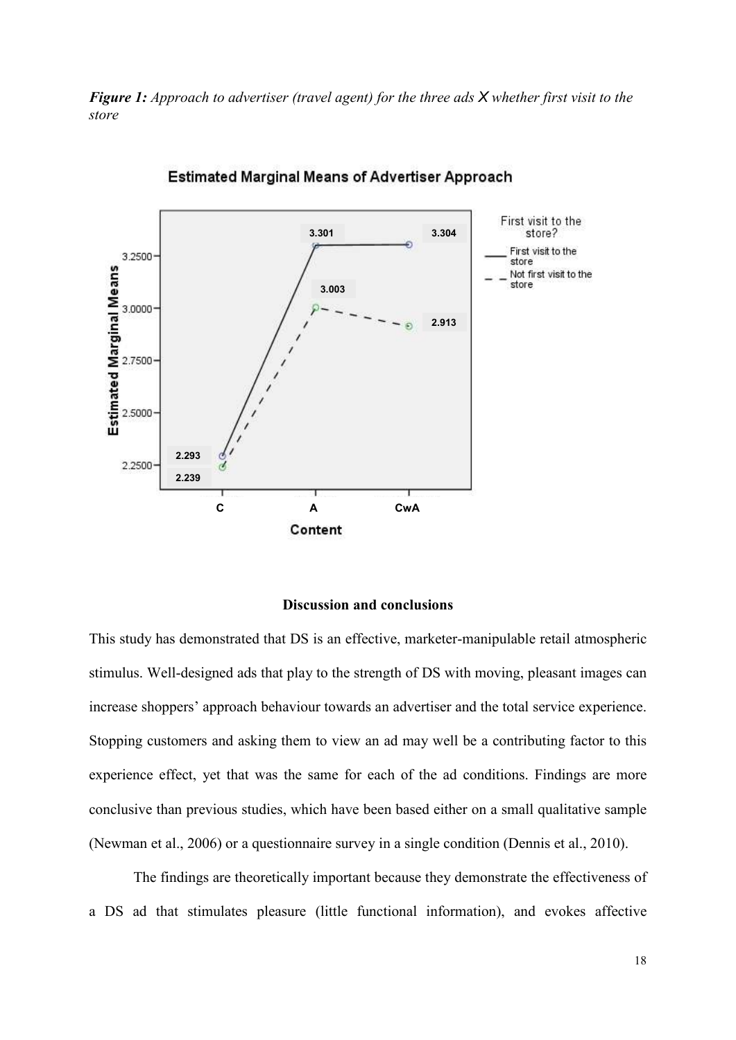***Figure 1:*** *Approach to advertiser (travel agent) for the three ads X whether first visit to the store*

**Discussion and conclusions**

This study has demonstrated that DS is an effective, marketer-manipulable retail atmospheric stimulus. Well-designed ads that play to the strength of DS with moving, pleasant images can increase shoppers' approach behaviour towards an advertiser and the total service experience. Stopping customers and asking them to view an ad may well be a contributing factor to this experience effect, yet that was the same for each of the ad conditions. Findings are more conclusive than previous studies, which have been based either on a small qualitative sample (Newman et al., 2006) or a questionnaire survey in a single condition (Dennis et al., 2010).

The findings are theoretically important because they demonstrate the effectiveness of a DS ad that stimulates pleasure (little functional information), and evokes affective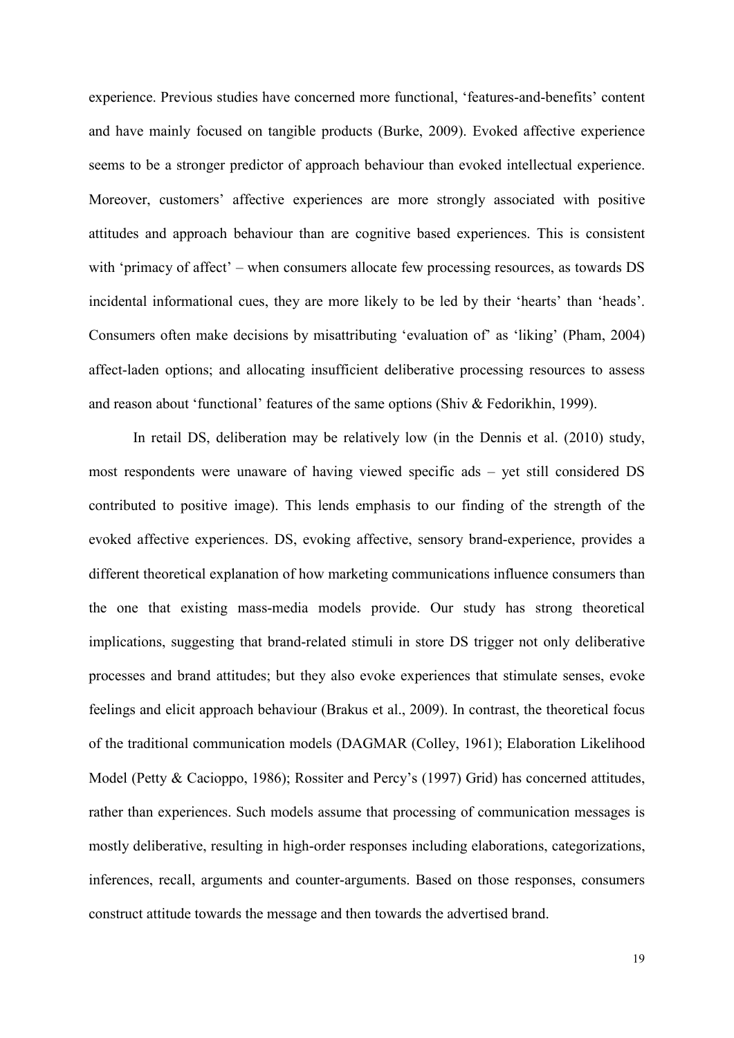experience. Previous studies have concerned more functional, 'features-and-benefits' content and have mainly focused on tangible products (Burke, 2009). Evoked affective experience seems to be a stronger predictor of approach behaviour than evoked intellectual experience. Moreover, customers' affective experiences are more strongly associated with positive attitudes and approach behaviour than are cognitive based experiences. This is consistent with 'primacy of affect' – when consumers allocate few processing resources, as towards DS incidental informational cues, they are more likely to be led by their 'hearts' than 'heads'. Consumers often make decisions by misattributing 'evaluation of' as 'liking' (Pham, 2004) affect-laden options; and allocating insufficient deliberative processing resources to assess and reason about 'functional' features of the same options (Shiv & Fedorikhin, 1999).

In retail DS, deliberation may be relatively low (in the Dennis et al. (2010) study, most respondents were unaware of having viewed specific ads – yet still considered DS contributed to positive image). This lends emphasis to our finding of the strength of the evoked affective experiences. DS, evoking affective, sensory brand-experience, provides a different theoretical explanation of how marketing communications influence consumers than the one that existing mass-media models provide. Our study has strong theoretical implications, suggesting that brand-related stimuli in store DS trigger not only deliberative processes and brand attitudes; but they also evoke experiences that stimulate senses, evoke feelings and elicit approach behaviour (Brakus et al., 2009). In contrast, the theoretical focus of the traditional communication models (DAGMAR (Colley, 1961); Elaboration Likelihood Model (Petty & Cacioppo, 1986); Rossiter and Percy's (1997) Grid) has concerned attitudes, rather than experiences. Such models assume that processing of communication messages is mostly deliberative, resulting in high-order responses including elaborations, categorizations, inferences, recall, arguments and counter-arguments. Based on those responses, consumers construct attitude towards the message and then towards the advertised brand.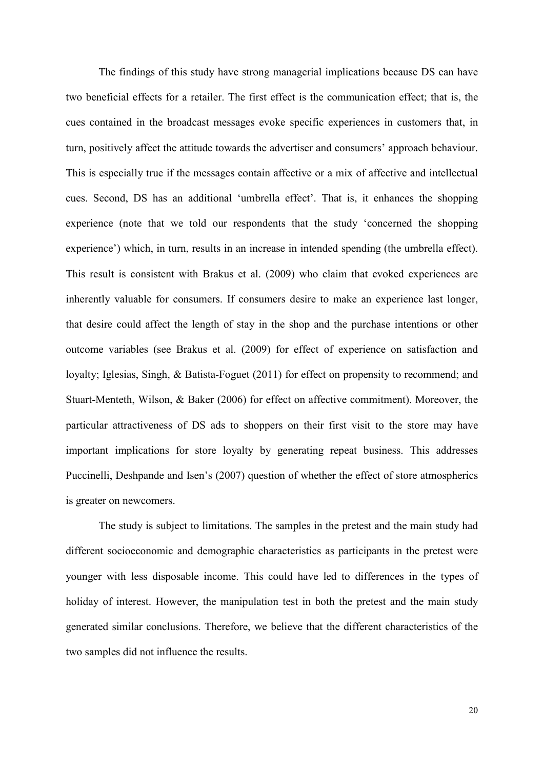The findings of this study have strong managerial implications because DS can have two beneficial effects for a retailer. The first effect is the communication effect; that is, the cues contained in the broadcast messages evoke specific experiences in customers that, in turn, positively affect the attitude towards the advertiser and consumers' approach behaviour. This is especially true if the messages contain affective or a mix of affective and intellectual cues. Second, DS has an additional 'umbrella effect'. That is, it enhances the shopping experience (note that we told our respondents that the study 'concerned the shopping experience') which, in turn, results in an increase in intended spending (the umbrella effect). This result is consistent with Brakus et al. (2009) who claim that evoked experiences are inherently valuable for consumers. If consumers desire to make an experience last longer, that desire could affect the length of stay in the shop and the purchase intentions or other outcome variables (see Brakus et al. (2009) for effect of experience on satisfaction and loyalty; Iglesias, Singh, & Batista-Foguet (2011) for effect on propensity to recommend; and Stuart-Menteth, Wilson, & Baker (2006) for effect on affective commitment). Moreover, the particular attractiveness of DS ads to shoppers on their first visit to the store may have important implications for store loyalty by generating repeat business. This addresses Puccinelli, Deshpande and Isen's (2007) question of whether the effect of store atmospherics is greater on newcomers.

The study is subject to limitations. The samples in the pretest and the main study had different socioeconomic and demographic characteristics as participants in the pretest were younger with less disposable income. This could have led to differences in the types of holiday of interest. However, the manipulation test in both the pretest and the main study generated similar conclusions. Therefore, we believe that the different characteristics of the two samples did not influence the results.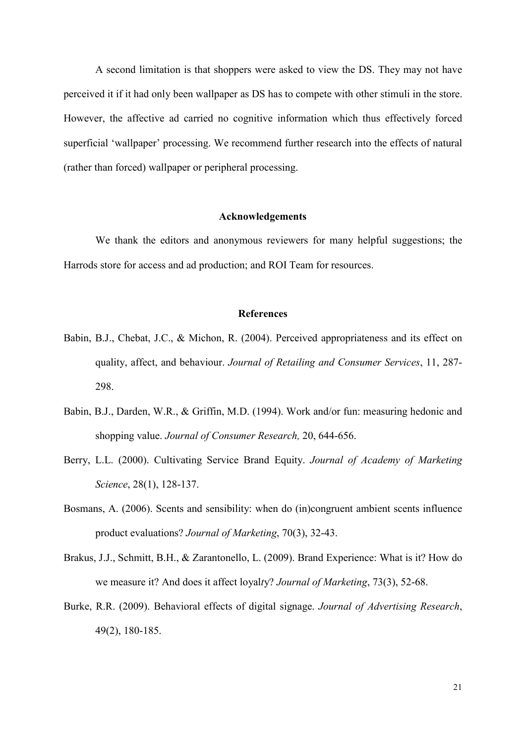A second limitation is that shoppers were asked to view the DS. They may not have perceived it if it had only been wallpaper as DS has to compete with other stimuli in the store. However, the affective ad carried no cognitive information which thus effectively forced superficial 'wallpaper' processing. We recommend further research into the effects of natural (rather than forced) wallpaper or peripheral processing.

## Acknowledgements

We thank the editors and anonymous reviewers for many helpful suggestions; the Harrods store for access and ad production; and ROI Team for resources.

## References

Babin, B.J., Chebat, J.C., & Michon, R. (2004). Perceived appropriateness and its effect on quality, affect, and behaviour. *Journal of Retailing and Consumer Services*, 11, 287-298.

Babin, B.J., Darden, W.R., & Griffin, M.D. (1994). Work and/or fun: measuring hedonic and shopping value. *Journal of Consumer Research,* 20, 644-656.

Berry, L.L. (2000). Cultivating Service Brand Equity. *Journal of Academy of Marketing Science*, 28(1), 128-137.

Bosmans, A. (2006). Scents and sensibility: when do (in)congruent ambient scents influence product evaluations? *Journal of Marketing*, 70(3), 32-43.

Brakus, J.J., Schmitt, B.H., & Zarantonello, L. (2009). Brand Experience: What is it? How do we measure it? And does it affect loyalty? *Journal of Marketing*, 73(3), 52-68.

Burke, R.R. (2009). Behavioral effects of digital signage. *Journal of Advertising Research*, 49(2), 180-185.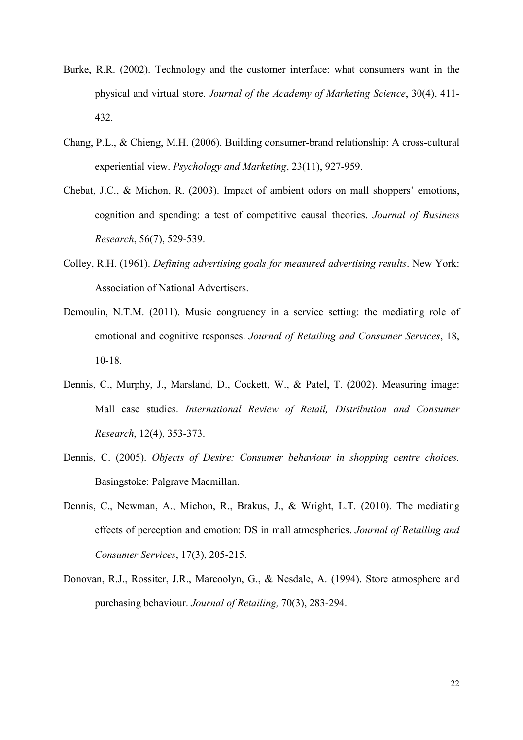Burke, R.R. (2002). Technology and the customer interface: what consumers want in the physical and virtual store. *Journal of the Academy of Marketing Science*, 30(4), 411-432.

Chang, P.L., & Chieng, M.H. (2006). Building consumer-brand relationship: A cross-cultural experiential view. *Psychology and Marketing*, 23(11), 927-959.

Chebat, J.C., & Michon, R. (2003). Impact of ambient odors on mall shoppers' emotions, cognition and spending: a test of competitive causal theories. *Journal of Business Research*, 56(7), 529-539.

Colley, R.H. (1961). *Defining advertising goals for measured advertising results*. New York: Association of National Advertisers.

Demoulin, N.T.M. (2011). Music congruency in a service setting: the mediating role of emotional and cognitive responses. *Journal of Retailing and Consumer Services*, 18, 10-18.

Dennis, C., Murphy, J., Marsland, D., Cockett, W., & Patel, T. (2002). Measuring image: Mall case studies. *International Review of Retail, Distribution and Consumer Research*, 12(4), 353-373.

Dennis, C. (2005). *Objects of Desire: Consumer behaviour in shopping centre choices.* Basingstoke: Palgrave Macmillan.

Dennis, C., Newman, A., Michon, R., Brakus, J., & Wright, L.T. (2010). The mediating effects of perception and emotion: DS in mall atmospherics. *Journal of Retailing and Consumer Services*, 17(3), 205-215.

Donovan, R.J., Rossiter, J.R., Marcoolyn, G., & Nesdale, A. (1994). Store atmosphere and purchasing behaviour. *Journal of Retailing,* 70(3), 283-294.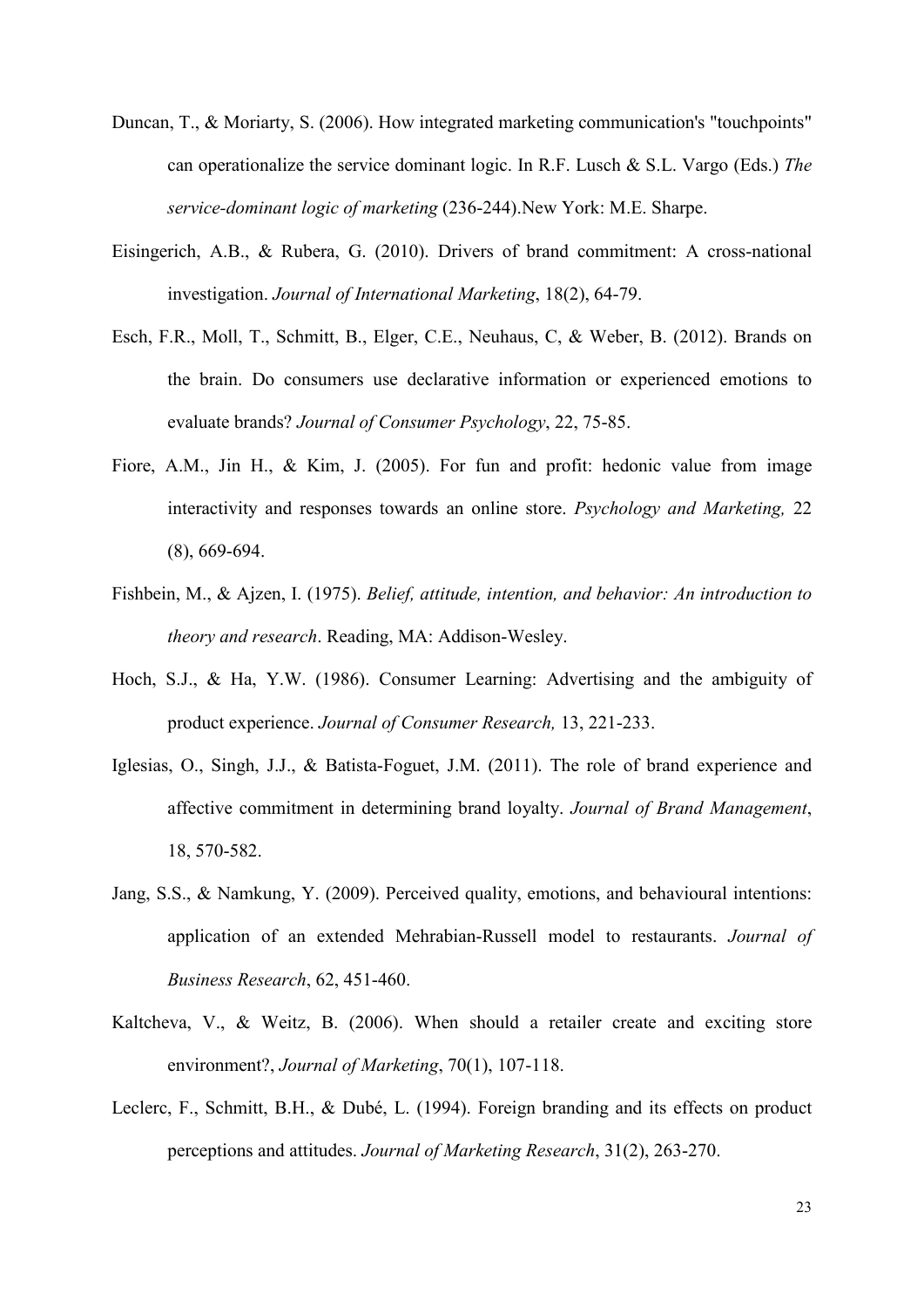Duncan, T., & Moriarty, S. (2006). How integrated marketing communication's "touchpoints" can operationalize the service dominant logic. In R.F. Lusch & S.L. Vargo (Eds.) *The service-dominant logic of marketing* (236-244).New York: M.E. Sharpe.

Eisingerich, A.B., & Rubera, G. (2010). Drivers of brand commitment: A cross-national investigation. *Journal of International Marketing*, 18(2), 64-79.

Esch, F.R., Moll, T., Schmitt, B., Elger, C.E., Neuhaus, C, & Weber, B. (2012). Brands on the brain. Do consumers use declarative information or experienced emotions to evaluate brands? *Journal of Consumer Psychology*, 22, 75-85.

Fiore, A.M., Jin H., & Kim, J. (2005). For fun and profit: hedonic value from image interactivity and responses towards an online store. *Psychology and Marketing,* 22 (8), 669-694.

Fishbein, M., & Ajzen, I. (1975). *Belief, attitude, intention, and behavior: An introduction to theory and research*. Reading, MA: Addison-Wesley.

Hoch, S.J., & Ha, Y.W. (1986). Consumer Learning: Advertising and the ambiguity of product experience. *Journal of Consumer Research,* 13, 221-233.

Iglesias, O., Singh, J.J., & Batista-Foguet, J.M. (2011). The role of brand experience and affective commitment in determining brand loyalty. *Journal of Brand Management*, 18, 570-582.

Jang, S.S., & Namkung, Y. (2009). Perceived quality, emotions, and behavioural intentions: application of an extended Mehrabian-Russell model to restaurants. *Journal of Business Research*, 62, 451-460.

Kaltcheva, V., & Weitz, B. (2006). When should a retailer create and exciting store environment?, *Journal of Marketing*, 70(1), 107-118.

Leclerc, F., Schmitt, B.H., & Dubé, L. (1994). Foreign branding and its effects on product perceptions and attitudes. *Journal of Marketing Research*, 31(2), 263-270.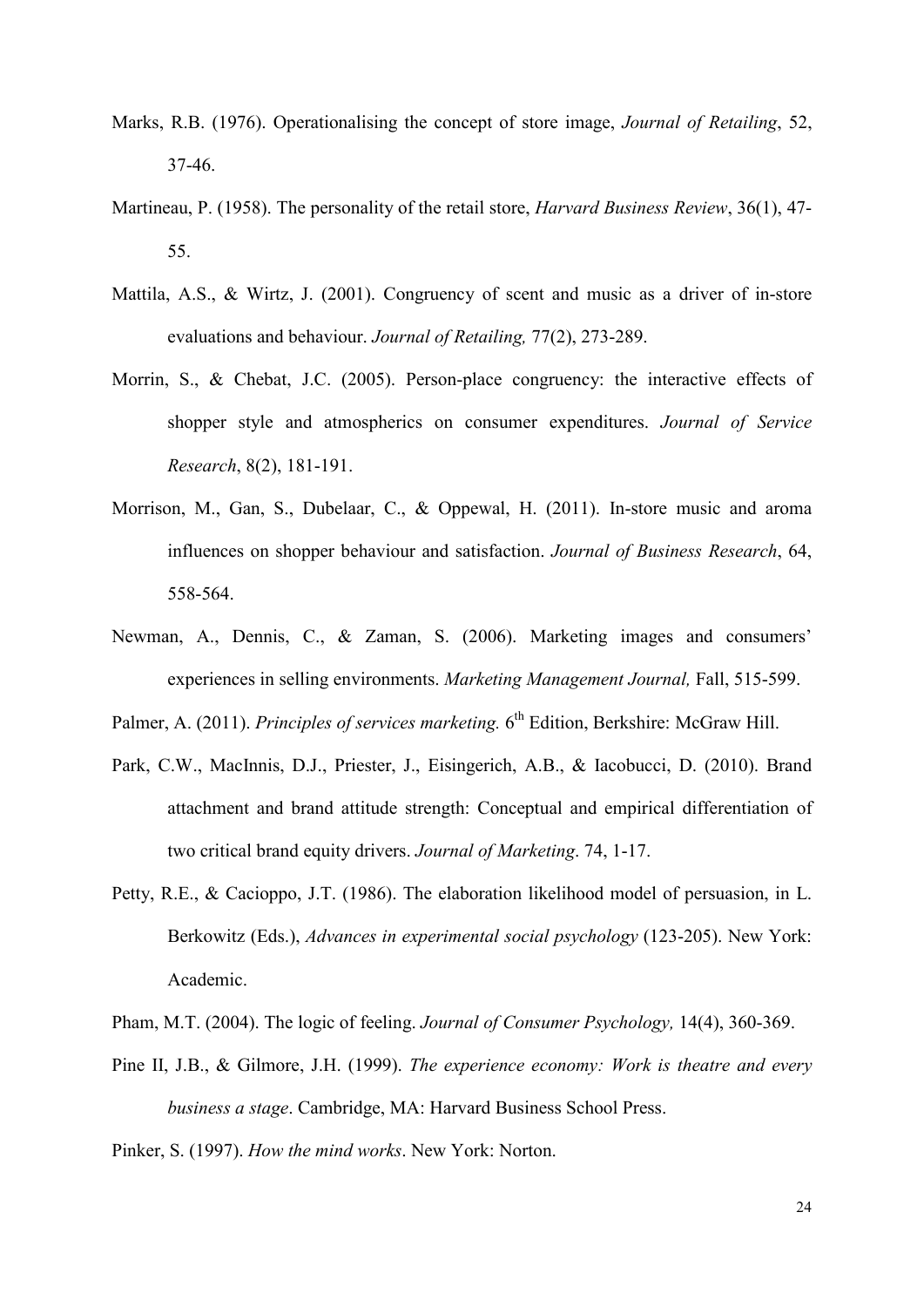Marks, R.B. (1976). Operationalising the concept of store image, *Journal of Retailing*, 52, 37-46.

Martineau, P. (1958). The personality of the retail store, *Harvard Business Review*, 36(1), 47-55.

Mattila, A.S., & Wirtz, J. (2001). Congruency of scent and music as a driver of in-store evaluations and behaviour. *Journal of Retailing,* 77(2), 273-289.

Morrin, S., & Chebat, J.C. (2005). Person-place congruency: the interactive effects of shopper style and atmospherics on consumer expenditures. *Journal of Service Research*, 8(2), 181-191.

Morrison, M., Gan, S., Dubelaar, C., & Oppewal, H. (2011). In-store music and aroma influences on shopper behaviour and satisfaction. *Journal of Business Research*, 64, 558-564.

Newman, A., Dennis, C., & Zaman, S. (2006). Marketing images and consumers' experiences in selling environments. *Marketing Management Journal,* Fall, 515-599.

Palmer, A. (2011). *Principles of services marketing.* 6th Edition, Berkshire: McGraw Hill.

Park, C.W., MacInnis, D.J., Priester, J., Eisingerich, A.B., & Iacobucci, D. (2010). Brand attachment and brand attitude strength: Conceptual and empirical differentiation of two critical brand equity drivers. *Journal of Marketing*. 74, 1-17.

Petty, R.E., & Cacioppo, J.T. (1986). The elaboration likelihood model of persuasion, in L. Berkowitz (Eds.), *Advances in experimental social psychology* (123-205). New York: Academic.

Pham, M.T. (2004). The logic of feeling. *Journal of Consumer Psychology,* 14(4), 360-369.

Pine II, J.B., & Gilmore, J.H. (1999). *The experience economy: Work is theatre and every business a stage*. Cambridge, MA: Harvard Business School Press.

Pinker, S. (1997). *How the mind works*. New York: Norton.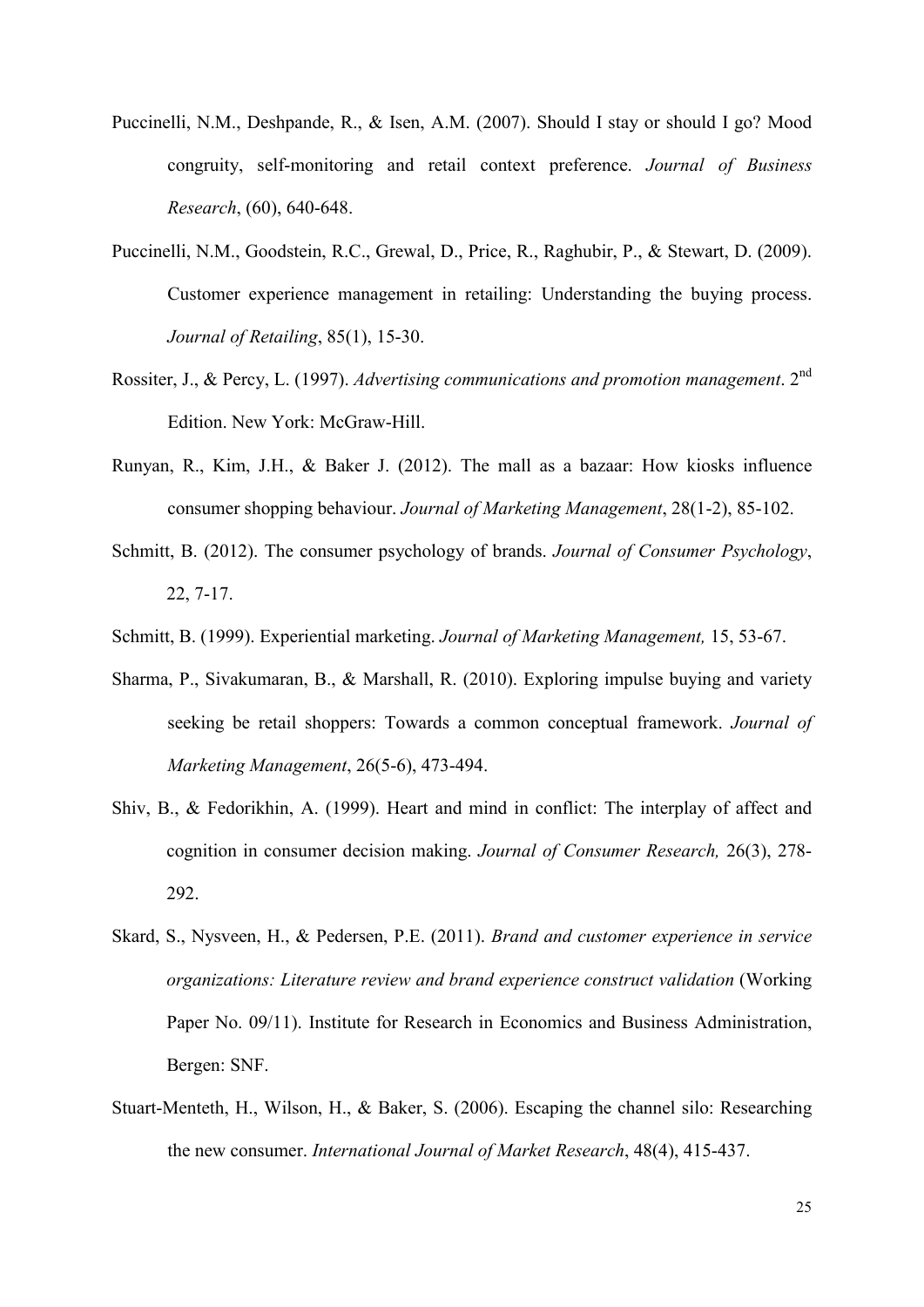Puccinelli, N.M., Deshpande, R., & Isen, A.M. (2007). Should I stay or should I go? Mood congruity, self-monitoring and retail context preference. *Journal of Business Research*, (60), 640-648.

Puccinelli, N.M., Goodstein, R.C., Grewal, D., Price, R., Raghubir, P., & Stewart, D. (2009). Customer experience management in retailing: Understanding the buying process. *Journal of Retailing*, 85(1), 15-30.

Rossiter, J., & Percy, L. (1997). *Advertising communications and promotion management*. 2nd Edition. New York: McGraw-Hill.

Runyan, R., Kim, J.H., & Baker J. (2012). The mall as a bazaar: How kiosks influence consumer shopping behaviour. *Journal of Marketing Management*, 28(1-2), 85-102.

Schmitt, B. (2012). The consumer psychology of brands. *Journal of Consumer Psychology*, 22, 7-17.

Schmitt, B. (1999). Experiential marketing. *Journal of Marketing Management,* 15, 53-67.

Sharma, P., Sivakumaran, B., & Marshall, R. (2010). Exploring impulse buying and variety seeking be retail shoppers: Towards a common conceptual framework. *Journal of Marketing Management*, 26(5-6), 473-494.

Shiv, B., & Fedorikhin, A. (1999). Heart and mind in conflict: The interplay of affect and cognition in consumer decision making. *Journal of Consumer Research,* 26(3), 278-292.

Skard, S., Nysveen, H., & Pedersen, P.E. (2011). *Brand and customer experience in service organizations: Literature review and brand experience construct validation* (Working Paper No. 09/11). Institute for Research in Economics and Business Administration, Bergen: SNF.

Stuart-Menteth, H., Wilson, H., & Baker, S. (2006). Escaping the channel silo: Researching the new consumer. *International Journal of Market Research*, 48(4), 415-437.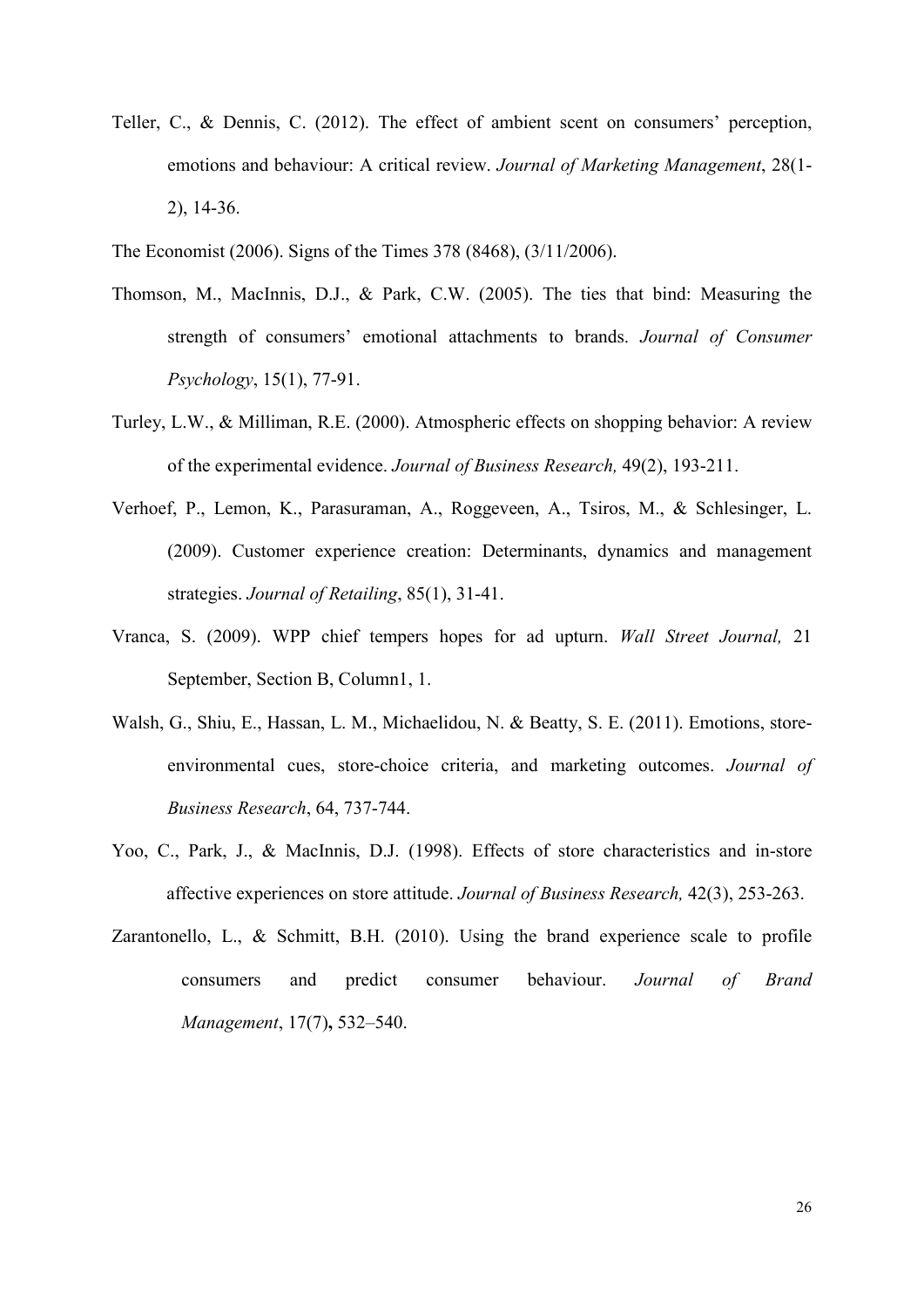Teller, C., & Dennis, C. (2012). The effect of ambient scent on consumers' perception, emotions and behaviour: A critical review. *Journal of Marketing Management*, 28(1-2), 14-36.

The Economist (2006). Signs of the Times 378 (8468), (3/11/2006).

Thomson, M., MacInnis, D.J., & Park, C.W. (2005). The ties that bind: Measuring the strength of consumers' emotional attachments to brands. *Journal of Consumer Psychology*, 15(1), 77-91.

Turley, L.W., & Milliman, R.E. (2000). Atmospheric effects on shopping behavior: A review of the experimental evidence. *Journal of Business Research,* 49(2), 193-211.

Verhoef, P., Lemon, K., Parasuraman, A., Roggeveen, A., Tsiros, M., & Schlesinger, L. (2009). Customer experience creation: Determinants, dynamics and management strategies. *Journal of Retailing*, 85(1), 31-41.

Vranca, S. (2009). WPP chief tempers hopes for ad upturn. *Wall Street Journal,* 21 September, Section B, Column1, 1.

Walsh, G., Shiu, E., Hassan, L. M., Michaelidou, N. & Beatty, S. E. (2011). Emotions, store-environmental cues, store-choice criteria, and marketing outcomes. *Journal of Business Research*, 64, 737-744.

Yoo, C., Park, J., & MacInnis, D.J. (1998). Effects of store characteristics and in-store affective experiences on store attitude. *Journal of Business Research,* 42(3), 253-263.

Zarantonello, L., & Schmitt, B.H. (2010). Using the brand experience scale to profile consumers and predict consumer behaviour. *Journal of Brand Management*, 17(7)**,** 532–540.